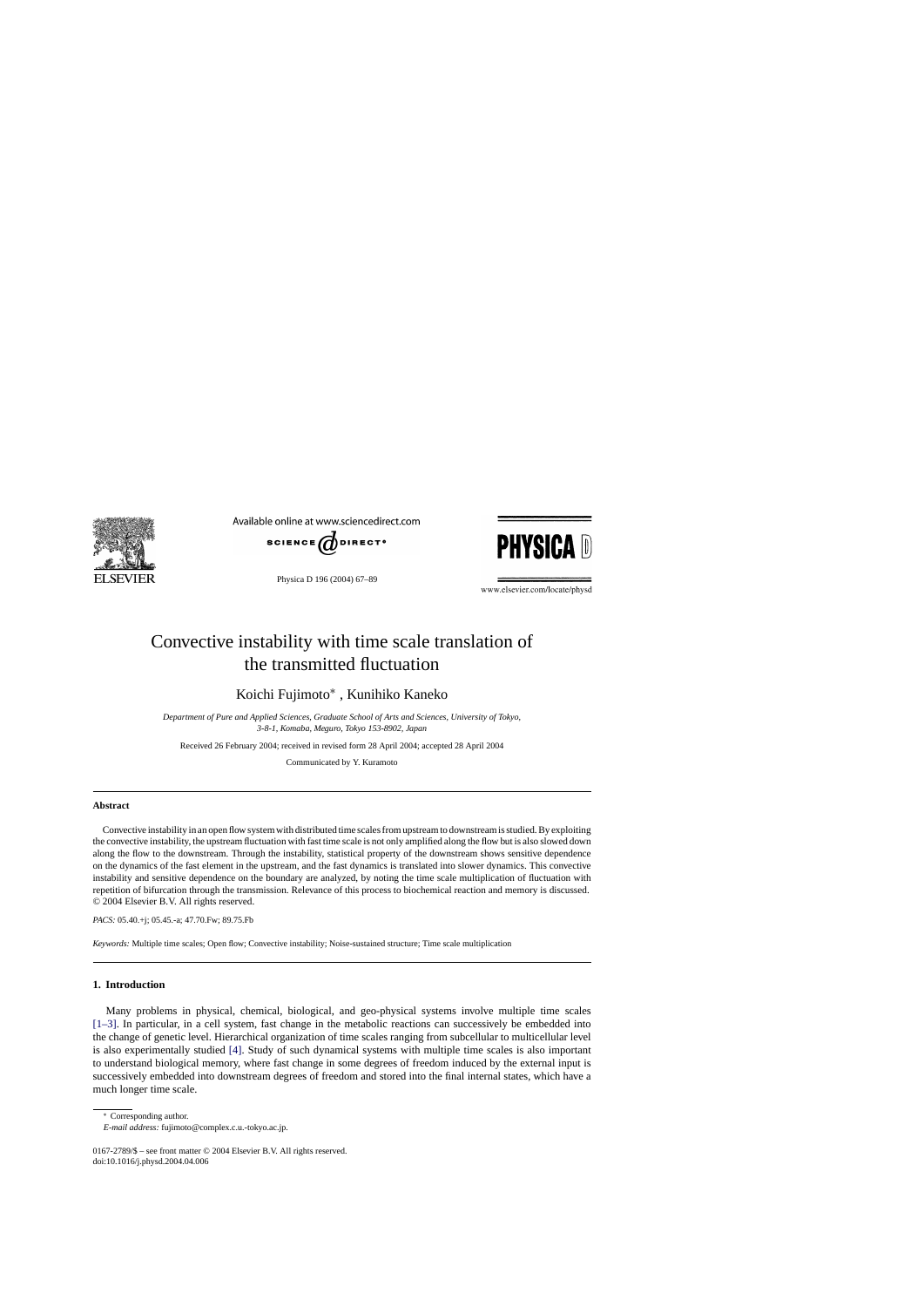# Convective instability with time scale translation of the transmitted fluctuation

Koichi Fujimoto*, Kunihiko Kaneko

*Department of Pure and Applied Sciences, Graduate School of Arts and Sciences, University of Tokyo, 3-8-1, Komaba, Meguro, Tokyo 153-8902, Japan*

Received 26 February 2004; received in revised form 28 April 2004; accepted 28 April 2004

Communicated by Y. Kuramoto

## Abstract

Convective instability in an open flow system with distributed time scales from upstream to downstream is studied. By exploiting the convective instability, the upstream fluctuation with fast time scale is not only amplified along the flow but is also slowed down along the flow to the downstream. Through the instability, statistical property of the downstream shows sensitive dependence on the dynamics of the fast element in the upstream, and the fast dynamics is translated into slower dynamics. This convective instability and sensitive dependence on the boundary are analyzed, by noting the time scale multiplication of fluctuation with repetition of bifurcation through the transmission. Relevance of this process to biochemical reaction and memory is discussed.
© 2004 Elsevier B.V. All rights reserved.

*PACS:* 05.40.+j; 05.45.-a; 47.70.Fw; 89.75.Fb

*Keywords:* Multiple time scales; Open flow; Convective instability; Noise-sustained structure; Time scale multiplication

## 1. Introduction

Many problems in physical, chemical, biological, and geo-physical systems involve multiple time scales [1–3]. In particular, in a cell system, fast change in the metabolic reactions can successively be embedded into the change of genetic level. Hierarchical organization of time scales ranging from subcellular to multicellular level is also experimentally studied [4]. Study of such dynamical systems with multiple time scales is also important to understand biological memory, where fast change in some degrees of freedom induced by the external input is successively embedded into downstream degrees of freedom and stored into the final internal states, which have a much longer time scale.

* Corresponding author.
*E-mail address:* fujimoto@complex.c.u.-tokyo.ac.jp.

0167-2789/$ – see front matter © 2004 Elsevier B.V. All rights reserved.
doi:10.1016/j.physd.2004.04.006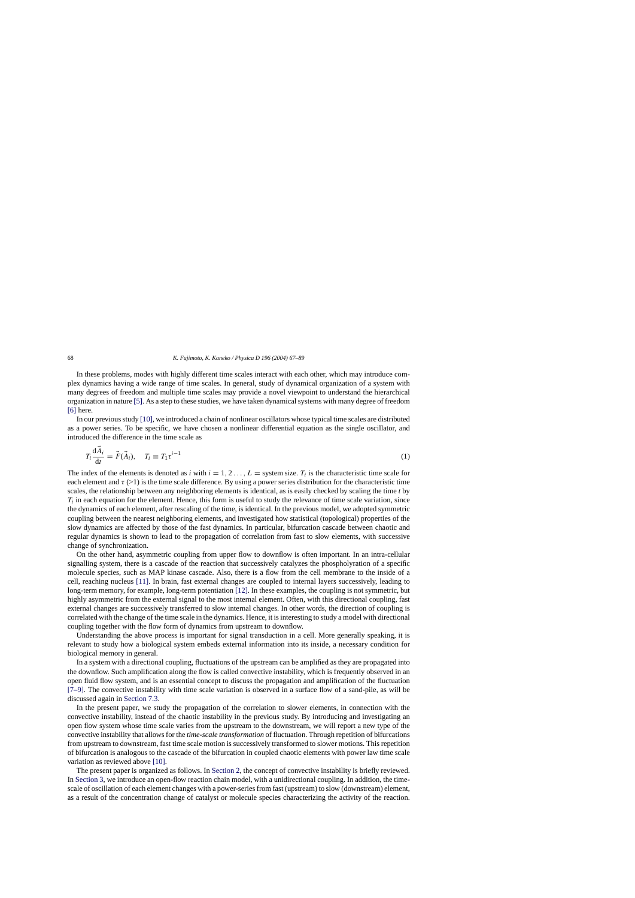In these problems, modes with highly different time scales interact with each other, which may introduce complex dynamics having a wide range of time scales. In general, study of dynamical organization of a system with many degrees of freedom and multiple time scales may provide a novel viewpoint to understand the hierarchical organization in nature [5]. As a step to these studies, we have taken dynamical systems with many degree of freedom [6] here.

In our previous study [10], we introduced a chain of nonlinear oscillators whose typical time scales are distributed as a power series. To be specific, we have chosen a nonlinear differential equation as the single oscillator, and introduced the difference in the time scale as

$$T_i \frac{\mathrm{d}\vec{A}_i}{\mathrm{d}t} = \vec{F}(\vec{A}_i), \quad T_i \equiv T_1 \tau^{i-1} \tag{1}$$

The index of the elements is denoted as $i$ with $i = 1, 2 \ldots, L =$ system size. $T_i$ is the characteristic time scale for each element and $\tau$ (>1) is the time scale difference. By using a power series distribution for the characteristic time scales, the relationship between any neighboring elements is identical, as is easily checked by scaling the time $t$ by $T_i$ in each equation for the element. Hence, this form is useful to study the relevance of time scale variation, since the dynamics of each element, after rescaling of the time, is identical. In the previous model, we adopted symmetric coupling between the nearest neighboring elements, and investigated how statistical (topological) properties of the slow dynamics are affected by those of the fast dynamics. In particular, bifurcation cascade between chaotic and regular dynamics is shown to lead to the propagation of correlation from fast to slow elements, with successive change of synchronization.

On the other hand, asymmetric coupling from upper flow to downflow is often important. In an intra-cellular signalling system, there is a cascade of the reaction that successively catalyzes the phospholyration of a specific molecule species, such as MAP kinase cascade. Also, there is a flow from the cell membrane to the inside of a cell, reaching nucleus [11]. In brain, fast external changes are coupled to internal layers successively, leading to long-term memory, for example, long-term potentiation [12]. In these examples, the coupling is not symmetric, but highly asymmetric from the external signal to the most internal element. Often, with this directional coupling, fast external changes are successively transferred to slow internal changes. In other words, the direction of coupling is correlated with the change of the time scale in the dynamics. Hence, it is interesting to study a model with directional coupling together with the flow form of dynamics from upstream to downflow.

Understanding the above process is important for signal transduction in a cell. More generally speaking, it is relevant to study how a biological system embeds external information into its inside, a necessary condition for biological memory in general.

In a system with a directional coupling, fluctuations of the upstream can be amplified as they are propagated into the downflow. Such amplification along the flow is called convective instability, which is frequently observed in an open fluid flow system, and is an essential concept to discuss the propagation and amplification of the fluctuation [7–9]. The convective instability with time scale variation is observed in a surface flow of a sand-pile, as will be discussed again in Section 7.3.

In the present paper, we study the propagation of the correlation to slower elements, in connection with the convective instability, instead of the chaotic instability in the previous study. By introducing and investigating an open flow system whose time scale varies from the upstream to the downstream, we will report a new type of the convective instability that allows for the *time-scale transformation* of fluctuation. Through repetition of bifurcations from upstream to downstream, fast time scale motion is successively transformed to slower motions. This repetition of bifurcation is analogous to the cascade of the bifurcation in coupled chaotic elements with power law time scale variation as reviewed above [10].

The present paper is organized as follows. In Section 2, the concept of convective instability is briefly reviewed. In Section 3, we introduce an open-flow reaction chain model, with a unidirectional coupling. In addition, the time-scale of oscillation of each element changes with a power-series from fast (upstream) to slow (downstream) element, as a result of the concentration change of catalyst or molecule species characterizing the activity of the reaction.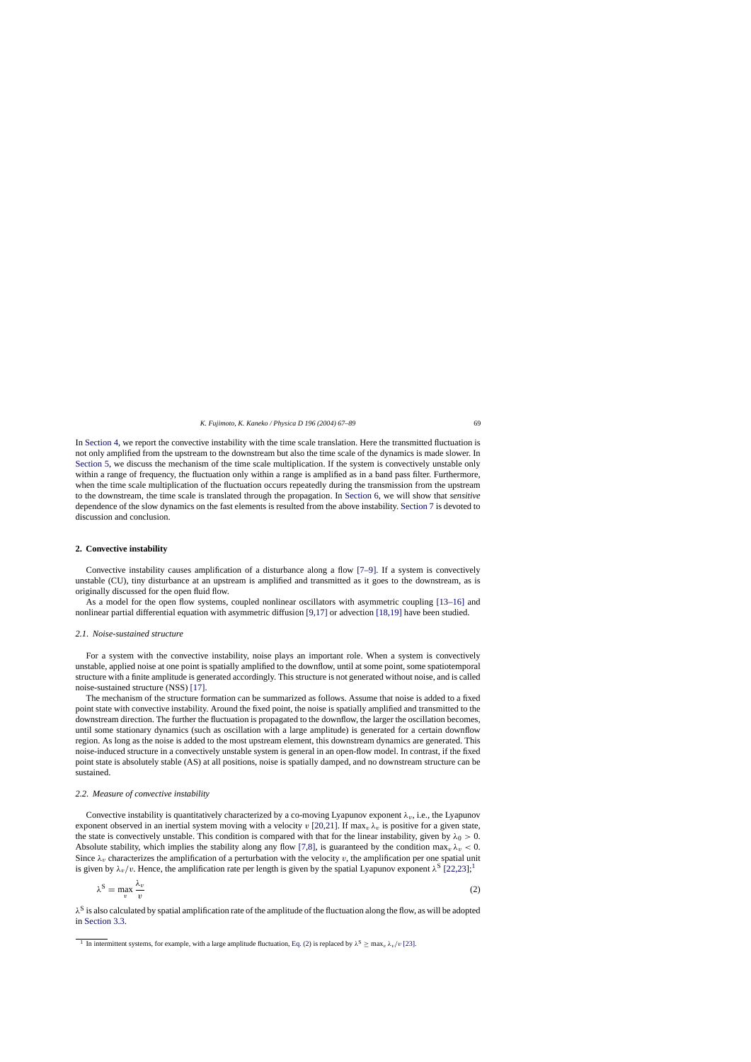In Section 4, we report the convective instability with the time scale translation. Here the transmitted fluctuation is not only amplified from the upstream to the downstream but also the time scale of the dynamics is made slower. In Section 5, we discuss the mechanism of the time scale multiplication. If the system is convectively unstable only within a range of frequency, the fluctuation only within a range is amplified as in a band pass filter. Furthermore, when the time scale multiplication of the fluctuation occurs repeatedly during the transmission from the upstream to the downstream, the time scale is translated through the propagation. In Section 6, we will show that *sensitive* dependence of the slow dynamics on the fast elements is resulted from the above instability. Section 7 is devoted to discussion and conclusion.

## 2. Convective instability

Convective instability causes amplification of a disturbance along a flow [7–9]. If a system is convectively unstable (CU), tiny disturbance at an upstream is amplified and transmitted as it goes to the downstream, as is originally discussed for the open fluid flow.

As a model for the open flow systems, coupled nonlinear oscillators with asymmetric coupling [13–16] and nonlinear partial differential equation with asymmetric diffusion [9,17] or advection [18,19] have been studied.

### *2.1. Noise-sustained structure*

For a system with the convective instability, noise plays an important role. When a system is convectively unstable, applied noise at one point is spatially amplified to the downflow, until at some point, some spatiotemporal structure with a finite amplitude is generated accordingly. This structure is not generated without noise, and is called noise-sustained structure (NSS) [17].

The mechanism of the structure formation can be summarized as follows. Assume that noise is added to a fixed point state with convective instability. Around the fixed point, the noise is spatially amplified and transmitted to the downstream direction. The further the fluctuation is propagated to the downflow, the larger the oscillation becomes, until some stationary dynamics (such as oscillation with a large amplitude) is generated for a certain downflow region. As long as the noise is added to the most upstream element, this downstream dynamics are generated. This noise-induced structure in a convectively unstable system is general in an open-flow model. In contrast, if the fixed point state is absolutely stable (AS) at all positions, noise is spatially damped, and no downstream structure can be sustained.

### *2.2. Measure of convective instability*

Convective instability is quantitatively characterized by a co-moving Lyapunov exponent $\lambda_v$, i.e., the Lyapunov exponent observed in an inertial system moving with a velocity $v$ [20,21]. If $\max_v \lambda_v$ is positive for a given state, the state is convectively unstable. This condition is compared with that for the linear instability, given by $\lambda_0 > 0$. Absolute stability, which implies the stability along any flow [7,8], is guaranteed by the condition $\max_v \lambda_v < 0$. Since $\lambda_v$ characterizes the amplification of a perturbation with the velocity $v$, the amplification per one spatial unit is given by $\lambda_v/v$. Hence, the amplification rate per length is given by the spatial Lyapunov exponent $\lambda^{\mathrm{S}}$ [22,23];[1]

$$\lambda^{\mathrm{S}} = \max_v \frac{\lambda_v}{v} \tag{2}$$

$\lambda^{\mathrm{S}}$ is also calculated by spatial amplification rate of the amplitude of the fluctuation along the flow, as will be adopted in Section 3.3.

---

[1] In intermittent systems, for example, with a large amplitude fluctuation, Eq. (2) is replaced by $\lambda^{\mathrm{S}} \geq \max_v \lambda_v/v$ [23].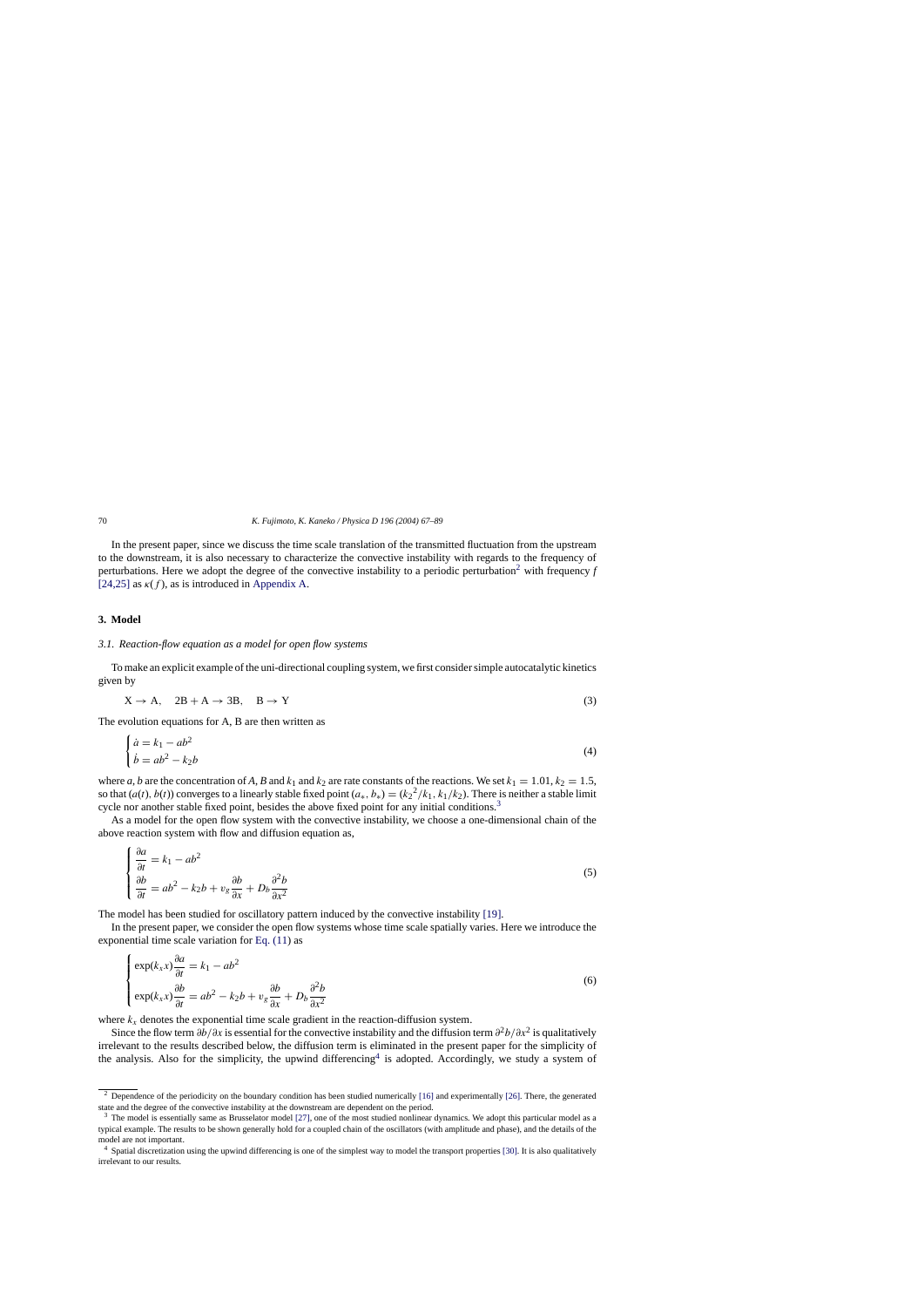In the present paper, since we discuss the time scale translation of the transmitted fluctuation from the upstream to the downstream, it is also necessary to characterize the convective instability with regards to the frequency of perturbations. Here we adopt the degree of the convective instability to a periodic perturbation[2] with frequency $f$ [24,25] as $\kappa(f)$, as is introduced in Appendix A.

## 3. Model

### 3.1. Reaction-flow equation as a model for open flow systems

To make an explicit example of the uni-directional coupling system, we first consider simple autocatalytic kinetics given by

$$\mathrm{X} \rightarrow \mathrm{A}, \quad 2\mathrm{B} + \mathrm{A} \rightarrow 3\mathrm{B}, \quad \mathrm{B} \rightarrow \mathrm{Y} \tag{3}$$

The evolution equations for A, B are then written as

$$\begin{cases} \dot{a} = k_1 - ab^2 \\ \dot{b} = ab^2 - k_2 b \end{cases} \tag{4}$$

where $a$, $b$ are the concentration of $A$, $B$ and $k_1$ and $k_2$ are rate constants of the reactions. We set $k_1 = 1.01$, $k_2 = 1.5$, so that $(a(t), b(t))$ converges to a linearly stable fixed point $(a_*, b_*) = ({k_2}^2/k_1, k_1/k_2)$. There is neither a stable limit cycle nor another stable fixed point, besides the above fixed point for any initial conditions.[3]

As a model for the open flow system with the convective instability, we choose a one-dimensional chain of the above reaction system with flow and diffusion equation as,

$$\begin{cases} \dfrac{\partial a}{\partial t} = k_1 - ab^2 \\ \dfrac{\partial b}{\partial t} = ab^2 - k_2 b + v_g \dfrac{\partial b}{\partial x} + D_b \dfrac{\partial^2 b}{\partial x^2} \end{cases} \tag{5}$$

The model has been studied for oscillatory pattern induced by the convective instability [19].

In the present paper, we consider the open flow systems whose time scale spatially varies. Here we introduce the exponential time scale variation for Eq. (11) as

$$\begin{cases} \exp(k_x x) \dfrac{\partial a}{\partial t} = k_1 - ab^2 \\ \exp(k_x x) \dfrac{\partial b}{\partial t} = ab^2 - k_2 b + v_g \dfrac{\partial b}{\partial x} + D_b \dfrac{\partial^2 b}{\partial x^2} \end{cases} \tag{6}$$

where $k_x$ denotes the exponential time scale gradient in the reaction-diffusion system.

Since the flow term $\partial b/\partial x$ is essential for the convective instability and the diffusion term $\partial^2 b/\partial x^2$ is qualitatively irrelevant to the results described below, the diffusion term is eliminated in the present paper for the simplicity of the analysis. Also for the simplicity, the upwind differencing[4] is adopted. Accordingly, we study a system of

---

[2] Dependence of the periodicity on the boundary condition has been studied numerically [16] and experimentally [26]. There, the generated state and the degree of the convective instability at the downstream are dependent on the period.

[3] The model is essentially same as Brusselator model [27], one of the most studied nonlinear dynamics. We adopt this particular model as a typical example. The results to be shown generally hold for a coupled chain of the oscillators (with amplitude and phase), and the details of the model are not important.

[4] Spatial discretization using the upwind differencing is one of the simplest way to model the transport properties [30]. It is also qualitatively irrelevant to our results.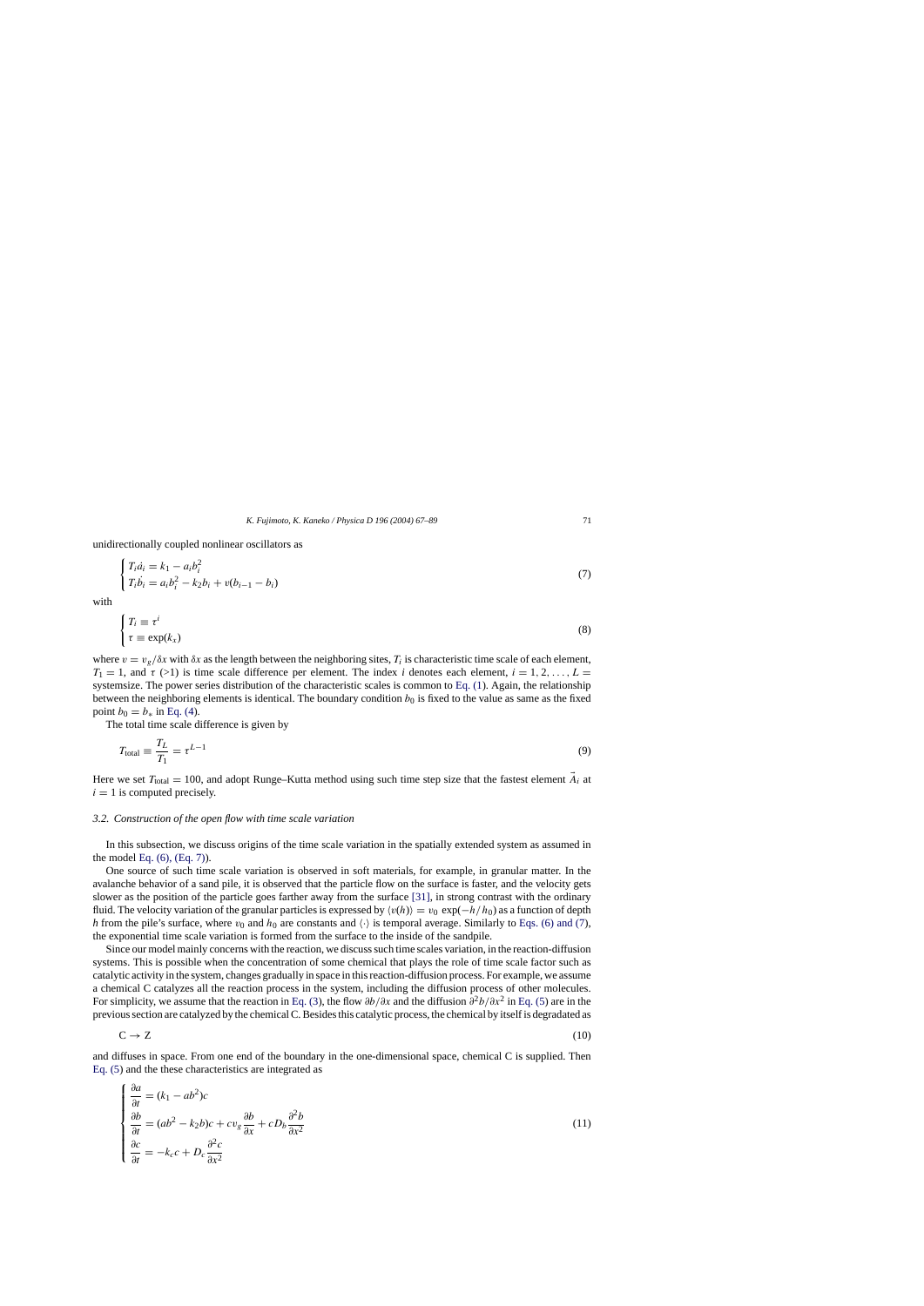unidirectionally coupled nonlinear oscillators as

$$
\begin{cases} T_i \dot{a}_i = k_1 - a_i b_i^2 \\ T_i \dot{b}_i = a_i b_i^2 - k_2 b_i + v(b_{i-1} - b_i) \end{cases} \tag{7}
$$

with

$$
\begin{cases} T_i \equiv \tau^i \\ \tau \equiv \exp(k_x) \end{cases} \tag{8}
$$

where $v = v_g/\delta x$ with $\delta x$ as the length between the neighboring sites, $T_i$ is characteristic time scale of each element, $T_1 = 1$, and $\tau$ (>1) is time scale difference per element. The index $i$ denotes each element, $i = 1, 2, \ldots, L =$ systemsize. The power series distribution of the characteristic scales is common to Eq. (1). Again, the relationship between the neighboring elements is identical. The boundary condition $b_0$ is fixed to the value as same as the fixed point $b_0 = b_*$ in Eq. (4).

The total time scale difference is given by

$$
T_{\text{total}} \equiv \frac{T_L}{T_1} = \tau^{L-1} \tag{9}
$$

Here we set $T_{\text{total}} = 100$, and adopt Runge–Kutta method using such time step size that the fastest element $\bar{A}_i$ at $i = 1$ is computed precisely.

### 3.2. Construction of the open flow with time scale variation

In this subsection, we discuss origins of the time scale variation in the spatially extended system as assumed in the model Eq. (6), (Eq. 7)).

One source of such time scale variation is observed in soft materials, for example, in granular matter. In the avalanche behavior of a sand pile, it is observed that the particle flow on the surface is faster, and the velocity gets slower as the position of the particle goes farther away from the surface [31], in strong contrast with the ordinary fluid. The velocity variation of the granular particles is expressed by $\langle v(h) \rangle = v_0 \exp(-h/h_0)$ as a function of depth $h$ from the pile's surface, where $v_0$ and $h_0$ are constants and $\langle \cdot \rangle$ is temporal average. Similarly to Eqs. (6) and (7), the exponential time scale variation is formed from the surface to the inside of the sandpile.

Since our model mainly concerns with the reaction, we discuss such time scales variation, in the reaction-diffusion systems. This is possible when the concentration of some chemical that plays the role of time scale factor such as catalytic activity in the system, changes gradually in space in this reaction-diffusion process. For example, we assume a chemical C catalyzes all the reaction process in the system, including the diffusion process of other molecules. For simplicity, we assume that the reaction in Eq. (3), the flow $\partial b/\partial x$ and the diffusion $\partial^2 b/\partial x^2$ in Eq. (5) are in the previous section are catalyzed by the chemical C. Besides this catalytic process, the chemical by itself is degradated as

$$
\mathrm{C} \to \mathrm{Z} \tag{10}
$$

and diffuses in space. From one end of the boundary in the one-dimensional space, chemical C is supplied. Then Eq. (5) and the these characteristics are integrated as

$$
\begin{cases} \dfrac{\partial a}{\partial t} = (k_1 - ab^2)c \\ \dfrac{\partial b}{\partial t} = (ab^2 - k_2 b)c + c v_g \dfrac{\partial b}{\partial x} + c D_b \dfrac{\partial^2 b}{\partial x^2} \\ \dfrac{\partial c}{\partial t} = -k_c c + D_c \dfrac{\partial^2 c}{\partial x^2} \end{cases} \tag{11}
$$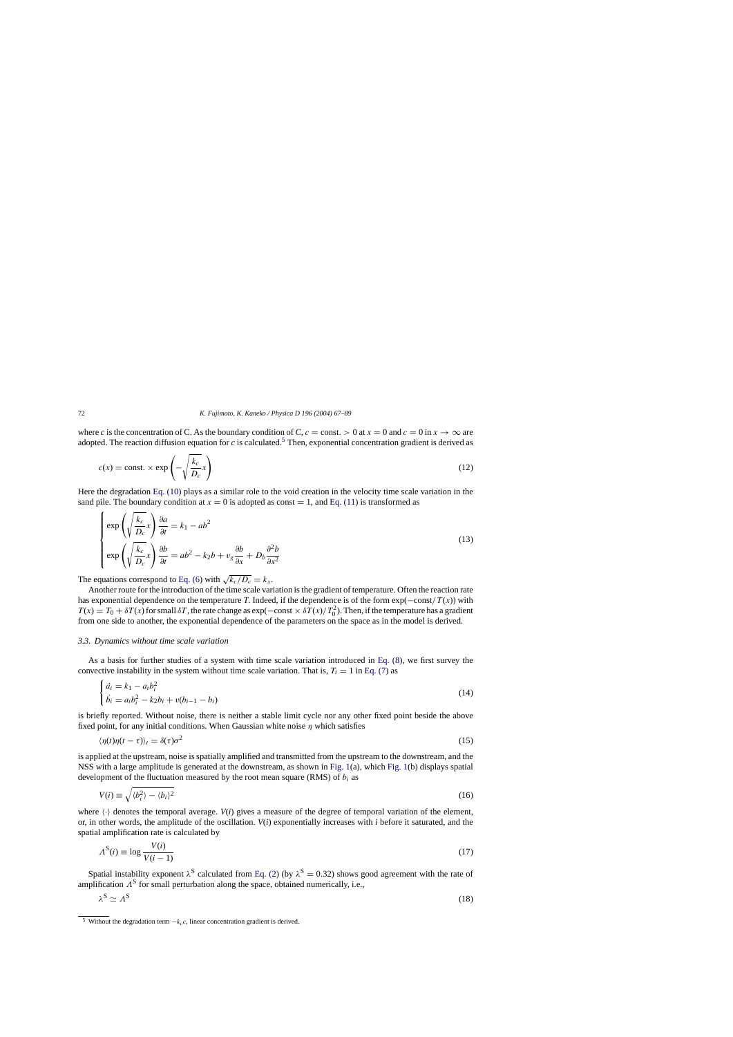where $c$ is the concentration of C. As the boundary condition of $C$, $c = \text{const.} > 0$ at $x = 0$ and $c = 0$ in $x \to \infty$ are adopted. The reaction diffusion equation for $c$ is calculated.[5] Then, exponential concentration gradient is derived as

$$c(x) = \text{const.} \times \exp\left(-\sqrt{\frac{k_c}{D_c}}x\right) \tag{12}$$

Here the degradation Eq. (10) plays as a similar role to the void creation in the velocity time scale variation in the sand pile. The boundary condition at $x = 0$ is adopted as const = 1, and Eq. (11) is transformed as

$$\begin{cases} \exp\left(\sqrt{\dfrac{k_c}{D_c}}x\right)\dfrac{\partial a}{\partial t} = k_1 - ab^2 \\ \exp\left(\sqrt{\dfrac{k_c}{D_c}}x\right)\dfrac{\partial b}{\partial t} = ab^2 - k_2 b + v_g\dfrac{\partial b}{\partial x} + D_b\dfrac{\partial^2 b}{\partial x^2} \end{cases} \tag{13}$$

The equations correspond to Eq. (6) with $\sqrt{k_c/D_c} = k_x$.

Another route for the introduction of the time scale variation is the gradient of temperature. Often the reaction rate has exponential dependence on the temperature $T$. Indeed, if the dependence is of the form $\exp(-\text{const}/T(x))$ with $T(x) = T_0 + \delta T(x)$ for small $\delta T$, the rate change as $\exp(-\text{const} \times \delta T(x)/T_0^2)$. Then, if the temperature has a gradient from one side to another, the exponential dependence of the parameters on the space as in the model is derived.

### 3.3. Dynamics without time scale variation

As a basis for further studies of a system with time scale variation introduced in Eq. (8), we first survey the convective instability in the system without time scale variation. That is, $T_i = 1$ in Eq. (7) as

$$\begin{cases} \dot{a}_i = k_1 - a_i b_i^2 \\ \dot{b}_i = a_i b_i^2 - k_2 b_i + v(b_{i-1} - b_i) \end{cases} \tag{14}$$

is briefly reported. Without noise, there is neither a stable limit cycle nor any other fixed point beside the above fixed point, for any initial conditions. When Gaussian white noise $\eta$ which satisfies

$$\langle \eta(t)\eta(t-\tau)\rangle_t = \delta(\tau)\sigma^2 \tag{15}$$

is applied at the upstream, noise is spatially amplified and transmitted from the upstream to the downstream, and the NSS with a large amplitude is generated at the downstream, as shown in Fig. 1(a), which Fig. 1(b) displays spatial development of the fluctuation measured by the root mean square (RMS) of $b_i$ as

$$V(i) \equiv \sqrt{\langle b_i^2\rangle - \langle b_i\rangle^2} \tag{16}$$

where $\langle\cdot\rangle$ denotes the temporal average. $V(i)$ gives a measure of the degree of temporal variation of the element, or, in other words, the amplitude of the oscillation. $V(i)$ exponentially increases with $i$ before it saturated, and the spatial amplification rate is calculated by

$$\Lambda^{\mathrm{S}}(i) \equiv \log\frac{V(i)}{V(i-1)} \tag{17}$$

Spatial instability exponent $\lambda^{\mathrm{S}}$ calculated from Eq. (2) (by $\lambda^{\mathrm{S}} = 0.32$) shows good agreement with the rate of amplification $\Lambda^{\mathrm{S}}$ for small perturbation along the space, obtained numerically, i.e.,

$$\lambda^{\mathrm{S}} \simeq \Lambda^{\mathrm{S}} \tag{18}$$

---

[5] Without the degradation term $-k_c c$, linear concentration gradient is derived.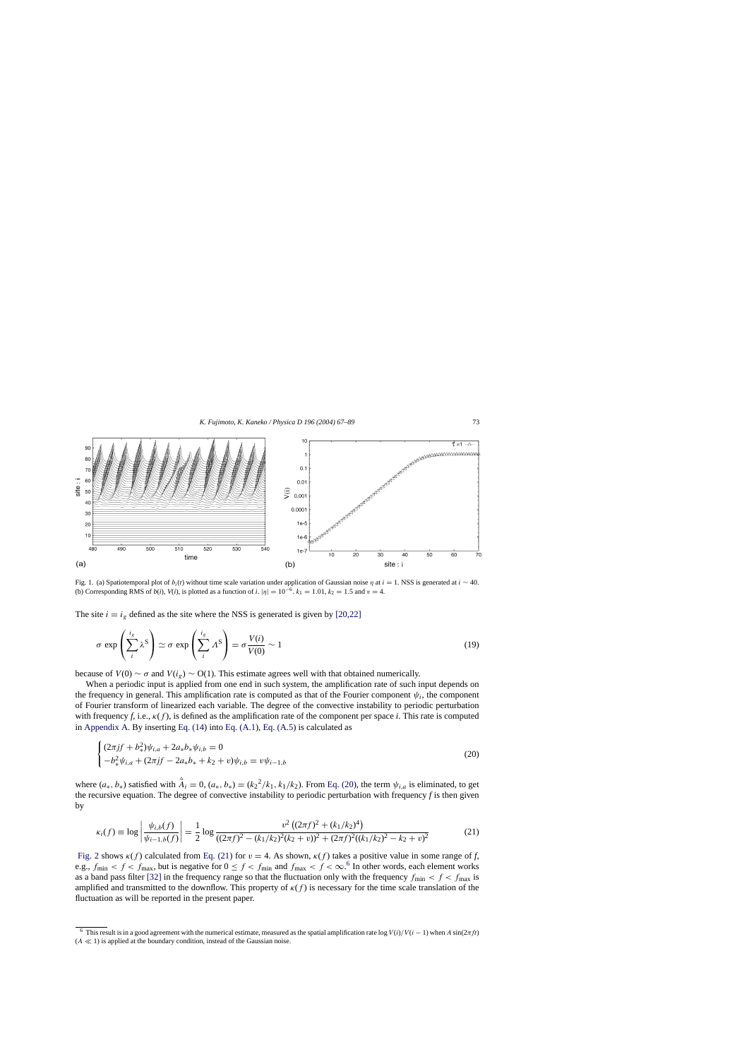Fig. 1. (a) Spatiotemporal plot of $b_i(t)$ without time scale variation under application of Gaussian noise $\eta$ at $i = 1$. NSS is generated at $i \sim 40$. (b) Corresponding RMS of $b(i)$, $V(i)$, is plotted as a function of $i$. $|\eta| = 10^{-6}$. $k_1 = 1.01$, $k_2 = 1.5$ and $v = 4$.

The site $i = i_g$ defined as the site where the NSS is generated is given by [20,22]

$$\sigma \exp\left(\sum_i^{i_g} \lambda^{\mathrm{S}}\right) \simeq \sigma \exp\left(\sum_i^{i_g} \Lambda^{\mathrm{S}}\right) = \sigma \frac{V(i)}{V(0)} \sim 1 \tag{19}$$

because of $V(0) \sim \sigma$ and $V(i_g) \sim \mathrm{O}(1)$. This estimate agrees well with that obtained numerically.

When a periodic input is applied from one end in such system, the amplification rate of such input depends on the frequency in general. This amplification rate is computed as that of the Fourier component $\psi_i$, the component of Fourier transform of linearized each variable. The degree of the convective instability to periodic perturbation with frequency $f$, i.e., $\kappa(f)$, is defined as the amplification rate of the component per space $i$. This rate is computed in Appendix A. By inserting Eq. (14) into Eq. (A.1), Eq. (A.5) is calculated as

$$\begin{cases} (2\pi jf + b_*^2)\psi_{i,a} + 2a_* b_* \psi_{i,b} = 0 \\ -b_*^2 \psi_{i,a} + (2\pi jf - 2a_* b_* + k_2 + v)\psi_{i,b} = v\psi_{i-1,b} \end{cases} \tag{20}$$

where $(a_*, b_*)$ satisfied with $\dot{\hat{A}}_i = 0$, $(a_*, b_*) = (k_2{}^2/k_1, k_1/k_2)$. From Eq. (20), the term $\psi_{i,a}$ is eliminated, to get the recursive equation. The degree of convective instability to periodic perturbation with frequency $f$ is then given by

$$\kappa_i(f) \equiv \log\left|\frac{\psi_{i,b}(f)}{\psi_{i-1,b}(f)}\right| = \frac{1}{2}\log \frac{v^2\left((2\pi f)^2 + (k_1/k_2)^4\right)}{((2\pi f)^2 - (k_1/k_2)^2(k_2+v))^2 + (2\pi f)^2((k_1/k_2)^2 - k_2 + v)^2} \tag{21}$$

Fig. 2 shows $\kappa(f)$ calculated from Eq. (21) for $v = 4$. As shown, $\kappa(f)$ takes a positive value in some range of $f$, e.g., $f_{\min} < f < f_{\max}$, but is negative for $0 \leq f < f_{\min}$ and $f_{\max} < f < \infty$.[6] In other words, each element works as a band pass filter [32] in the frequency range so that the fluctuation only with the frequency $f_{\min} < f < f_{\max}$ is amplified and transmitted to the downflow. This property of $\kappa(f)$ is necessary for the time scale translation of the fluctuation as will be reported in the present paper.

[6] This result is in a good agreement with the numerical estimate, measured as the spatial amplification rate $\log V(i)/V(i-1)$ when $A \sin(2\pi f t)$ ($A \ll 1$) is applied at the boundary condition, instead of the Gaussian noise.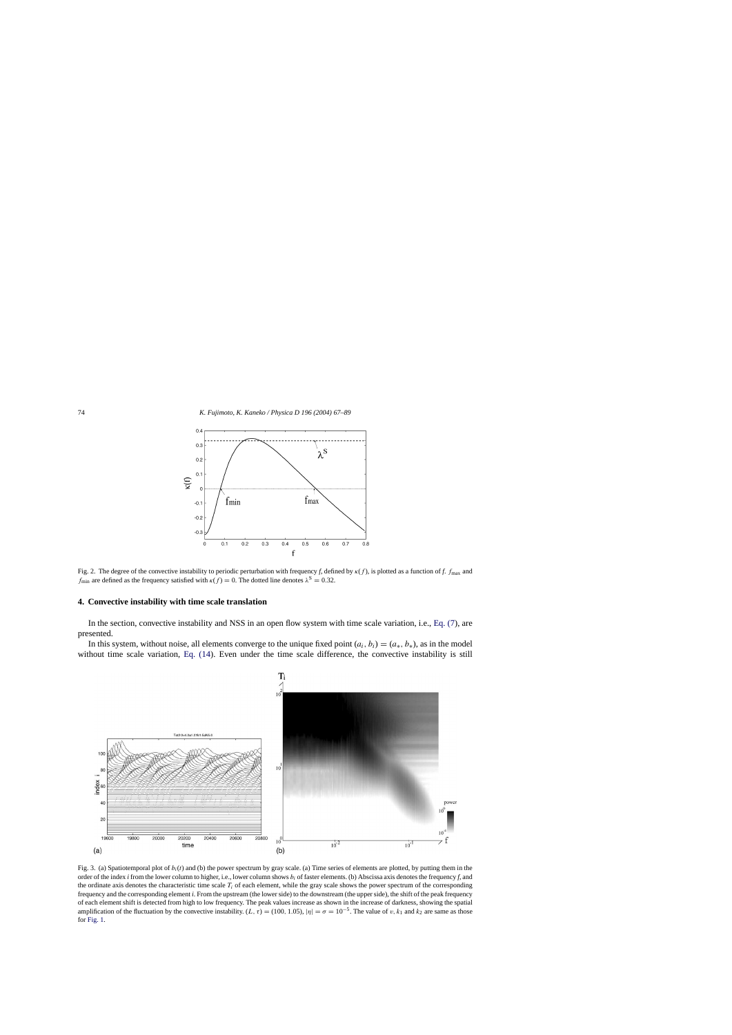Fig. 2. The degree of the convective instability to periodic perturbation with frequency $f$, defined by $\kappa(f)$, is plotted as a function of $f$. $f_{\max}$ and $f_{\min}$ are defined as the frequency satisfied with $\kappa(f) = 0$. The dotted line denotes $\lambda^S = 0.32$.

## 4. Convective instability with time scale translation

In the section, convective instability and NSS in an open flow system with time scale variation, i.e., Eq. (7), are presented.

In this system, without noise, all elements converge to the unique fixed point $(a_i, b_i) = (a_*, b_*)$, as in the model without time scale variation, Eq. (14). Even under the time scale difference, the convective instability is still

Fig. 3. (a) Spatiotemporal plot of $b_i(t)$ and (b) the power spectrum by gray scale. (a) Time series of elements are plotted, by putting them in the order of the index $i$ from the lower column to higher, i.e., lower column shows $b_i$ of faster elements. (b) Abscissa axis denotes the frequency $f$, and the ordinate axis denotes the characteristic time scale $T_i$ of each element, while the gray scale shows the power spectrum of the corresponding frequency and the corresponding element $i$. From the upstream (the lower side) to the downstream (the upper side), the shift of the peak frequency of each element shift is detected from high to low frequency. The peak values increase as shown in the increase of darkness, showing the spatial amplification of the fluctuation by the convective instability. $(L, \tau) = (100, 1.05)$, $|\eta| = \sigma = 10^{-5}$. The value of $v$, $k_1$ and $k_2$ are same as those for Fig. 1.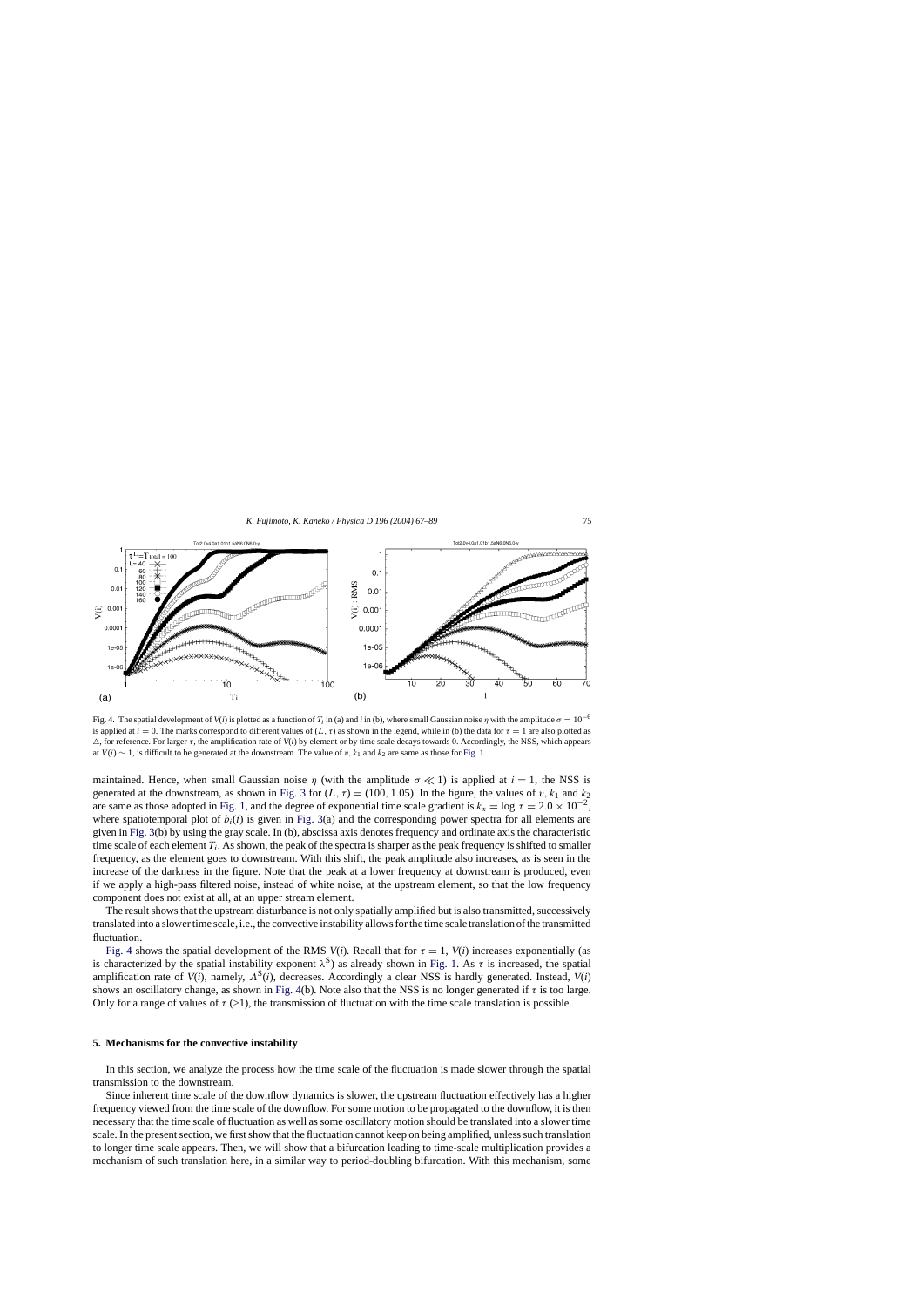Fig. 4. The spatial development of $V(i)$ is plotted as a function of $T_i$ in (a) and $i$ in (b), where small Gaussian noise $\eta$ with the amplitude $\sigma = 10^{-6}$ is applied at $i = 0$. The marks correspond to different values of $(L, \tau)$ as shown in the legend, while in (b) the data for $\tau = 1$ are also plotted as $\triangle$, for reference. For larger $\tau$, the amplification rate of $V(i)$ by element or by time scale decays towards 0. Accordingly, the NSS, which appears at $V(i) \sim 1$, is difficult to be generated at the downstream. The value of $v$, $k_1$ and $k_2$ are same as those for Fig. 1.

maintained. Hence, when small Gaussian noise $\eta$ (with the amplitude $\sigma \ll 1$) is applied at $i = 1$, the NSS is generated at the downstream, as shown in Fig. 3 for $(L, \tau) = (100, 1.05)$. In the figure, the values of $v$, $k_1$ and $k_2$ are same as those adopted in Fig. 1, and the degree of exponential time scale gradient is $k_x = \log \tau = 2.0 \times 10^{-2}$, where spatiotemporal plot of $b_i(t)$ is given in Fig. 3(a) and the corresponding power spectra for all elements are given in Fig. 3(b) by using the gray scale. In (b), abscissa axis denotes frequency and ordinate axis the characteristic time scale of each element $T_i$. As shown, the peak of the spectra is sharper as the peak frequency is shifted to smaller frequency, as the element goes to downstream. With this shift, the peak amplitude also increases, as is seen in the increase of the darkness in the figure. Note that the peak at a lower frequency at downstream is produced, even if we apply a high-pass filtered noise, instead of white noise, at the upstream element, so that the low frequency component does not exist at all, at an upper stream element.

The result shows that the upstream disturbance is not only spatially amplified but is also transmitted, successively translated into a slower time scale, i.e., the convective instability allows for the time scale translation of the transmitted fluctuation.

Fig. 4 shows the spatial development of the RMS $V(i)$. Recall that for $\tau = 1$, $V(i)$ increases exponentially (as is characterized by the spatial instability exponent $\lambda^S$) as already shown in Fig. 1. As $\tau$ is increased, the spatial amplification rate of $V(i)$, namely, $\Lambda^S(i)$, decreases. Accordingly a clear NSS is hardly generated. Instead, $V(i)$ shows an oscillatory change, as shown in Fig. 4(b). Note also that the NSS is no longer generated if $\tau$ is too large. Only for a range of values of $\tau$ (>1), the transmission of fluctuation with the time scale translation is possible.

## 5. Mechanisms for the convective instability

In this section, we analyze the process how the time scale of the fluctuation is made slower through the spatial transmission to the downstream.

Since inherent time scale of the downflow dynamics is slower, the upstream fluctuation effectively has a higher frequency viewed from the time scale of the downflow. For some motion to be propagated to the downflow, it is then necessary that the time scale of fluctuation as well as some oscillatory motion should be translated into a slower time scale. In the present section, we first show that the fluctuation cannot keep on being amplified, unless such translation to longer time scale appears. Then, we will show that a bifurcation leading to time-scale multiplication provides a mechanism of such translation here, in a similar way to period-doubling bifurcation. With this mechanism, some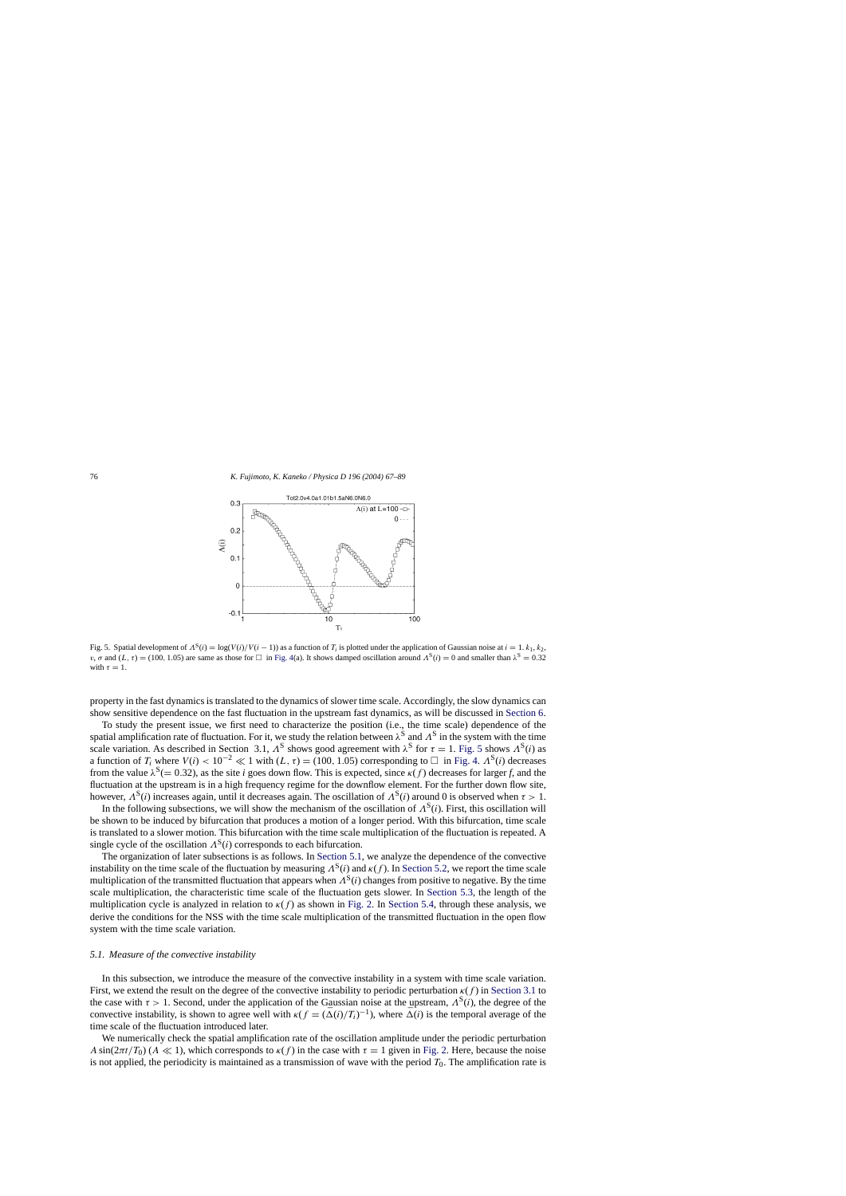Fig. 5. Spatial development of $\Lambda^S(i) = \log(V(i)/V(i-1))$ as a function of $T_i$ is plotted under the application of Gaussian noise at $i = 1$. $k_1$, $k_2$, $v$, $\sigma$ and $(L, \tau) = (100, 1.05)$ are same as those for $\square$ in Fig. 4(a). It shows damped oscillation around $\Lambda^S(i) = 0$ and smaller than $\lambda^S = 0.32$ with $\tau = 1$.

property in the fast dynamics is translated to the dynamics of slower time scale. Accordingly, the slow dynamics can show sensitive dependence on the fast fluctuation in the upstream fast dynamics, as will be discussed in Section 6.

To study the present issue, we first need to characterize the position (i.e., the time scale) dependence of the spatial amplification rate of fluctuation. For it, we study the relation between $\lambda^S$ and $\Lambda^S$ in the system with the time scale variation. As described in Section 3.1, $\Lambda^S$ shows good agreement with $\lambda^S$ for $\tau = 1$. Fig. 5 shows $\Lambda^S(i)$ as a function of $T_i$ where $V(i) < 10^{-2} \ll 1$ with $(L, \tau) = (100, 1.05)$ corresponding to $\square$ in Fig. 4. $\Lambda^S(i)$ decreases from the value $\lambda^S(= 0.32)$, as the site $i$ goes down flow. This is expected, since $\kappa(f)$ decreases for larger $f$, and the fluctuation at the upstream is in a high frequency regime for the downflow element. For the further down flow site, however, $\Lambda^S(i)$ increases again, until it decreases again. The oscillation of $\Lambda^S(i)$ around 0 is observed when $\tau > 1$.

In the following subsections, we will show the mechanism of the oscillation of $\Lambda^S(i)$. First, this oscillation will be shown to be induced by bifurcation that produces a motion of a longer period. With this bifurcation, time scale is translated to a slower motion. This bifurcation with the time scale multiplication of the fluctuation is repeated. A single cycle of the oscillation $\Lambda^S(i)$ corresponds to each bifurcation.

The organization of later subsections is as follows. In Section 5.1, we analyze the dependence of the convective instability on the time scale of the fluctuation by measuring $\Lambda^S(i)$ and $\kappa(f)$. In Section 5.2, we report the time scale multiplication of the transmitted fluctuation that appears when $\Lambda^S(i)$ changes from positive to negative. By the time scale multiplication, the characteristic time scale of the fluctuation gets slower. In Section 5.3, the length of the multiplication cycle is analyzed in relation to $\kappa(f)$ as shown in Fig. 2. In Section 5.4, through these analysis, we derive the conditions for the NSS with the time scale multiplication of the transmitted fluctuation in the open flow system with the time scale variation.

### 5.1. Measure of the convective instability

In this subsection, we introduce the measure of the convective instability in a system with time scale variation. First, we extend the result on the degree of the convective instability to periodic perturbation $\kappa(f)$ in Section 3.1 to the case with $\tau > 1$. Second, under the application of the Gaussian noise at the upstream, $\Lambda^S(i)$, the degree of the convective instability, is shown to agree well with $\kappa(f = (\bar{\Delta}(i)/T_i)^{-1})$, where $\bar{\Delta}(i)$ is the temporal average of the time scale of the fluctuation introduced later.

We numerically check the spatial amplification rate of the oscillation amplitude under the periodic perturbation $A\sin(2\pi t/T_0)$ $(A \ll 1)$, which corresponds to $\kappa(f)$ in the case with $\tau = 1$ given in Fig. 2. Here, because the noise is not applied, the periodicity is maintained as a transmission of wave with the period $T_0$. The amplification rate is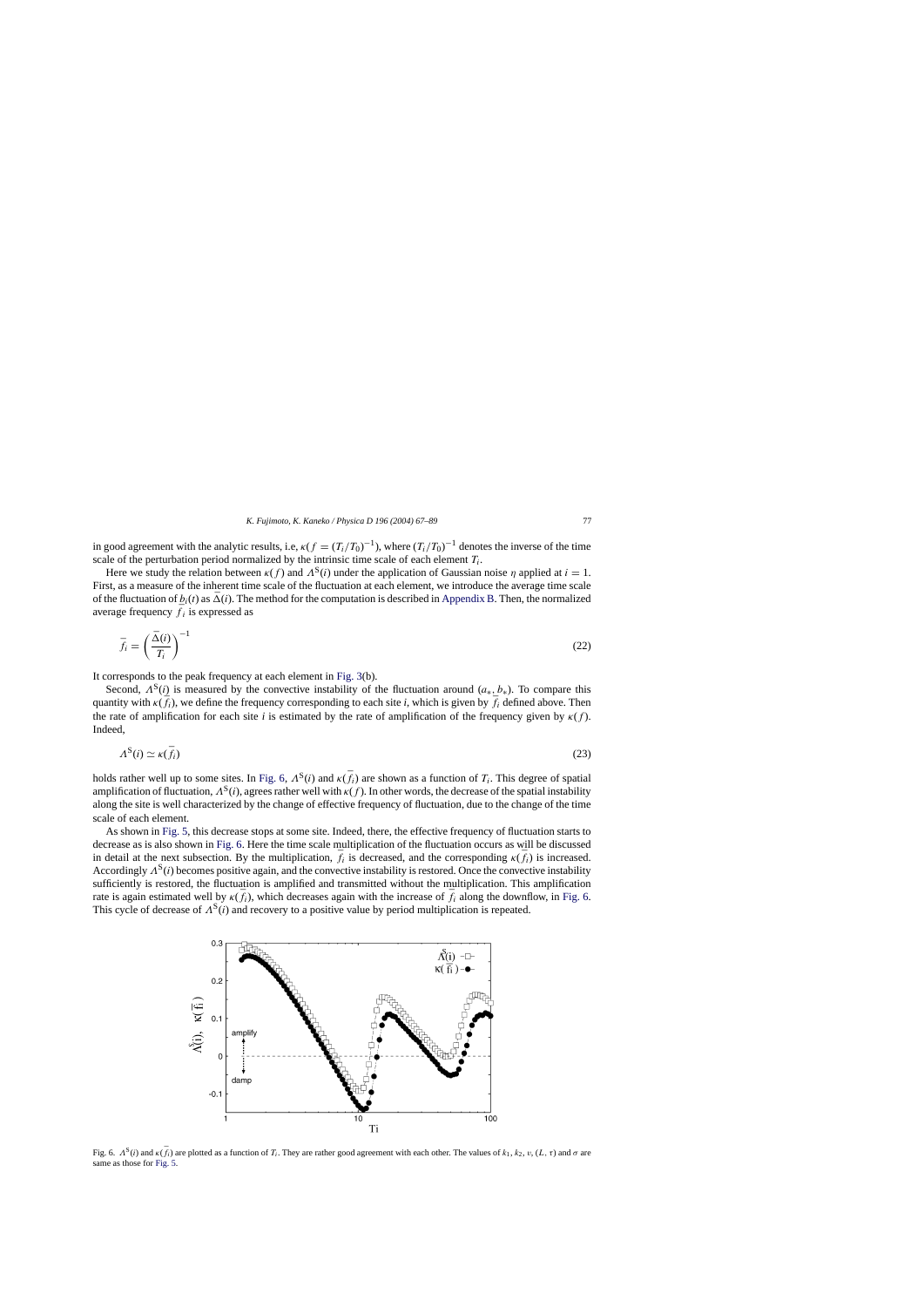in good agreement with the analytic results, i.e, $\kappa(f = (T_i/T_0)^{-1})$, where $(T_i/T_0)^{-1}$ denotes the inverse of the time scale of the perturbation period normalized by the intrinsic time scale of each element $T_i$.

Here we study the relation between $\kappa(f)$ and $\Lambda^S(i)$ under the application of Gaussian noise $\eta$ applied at $i = 1$. First, as a measure of the inherent time scale of the fluctuation at each element, we introduce the average time scale of the fluctuation of $b_i(t)$ as $\bar{\Delta}(i)$. The method for the computation is described in Appendix B. Then, the normalized average frequency $\bar{f}_i$ is expressed as

$$\bar{f}_i = \left(\frac{\bar{\Delta}(i)}{T_i}\right)^{-1} \tag{22}$$

It corresponds to the peak frequency at each element in Fig. 3(b).

Second, $\Lambda^S(i)$ is measured by the convective instability of the fluctuation around $(a_*, b_*)$. To compare this quantity with $\kappa(\bar{f}_i)$, we define the frequency corresponding to each site $i$, which is given by $\bar{f}_i$ defined above. Then the rate of amplification for each site $i$ is estimated by the rate of amplification of the frequency given by $\kappa(f)$. Indeed,

$$\Lambda^S(i) \simeq \kappa(\bar{f}_i) \tag{23}$$

holds rather well up to some sites. In Fig. 6, $\Lambda^S(i)$ and $\kappa(\bar{f}_i)$ are shown as a function of $T_i$. This degree of spatial amplification of fluctuation, $\Lambda^S(i)$, agrees rather well with $\kappa(f)$. In other words, the decrease of the spatial instability along the site is well characterized by the change of effective frequency of fluctuation, due to the change of the time scale of each element.

As shown in Fig. 5, this decrease stops at some site. Indeed, there, the effective frequency of fluctuation starts to decrease as is also shown in Fig. 6. Here the time scale multiplication of the fluctuation occurs as will be discussed in detail at the next subsection. By the multiplication, $\bar{f}_i$ is decreased, and the corresponding $\kappa(\bar{f}_i)$ is increased. Accordingly $\Lambda^S(i)$ becomes positive again, and the convective instability is restored. Once the convective instability sufficiently is restored, the fluctuation is amplified and transmitted without the multiplication. This amplification rate is again estimated well by $\kappa(\bar{f}_i)$, which decreases again with the increase of $\bar{f}_i$ along the downflow, in Fig. 6. This cycle of decrease of $\Lambda^S(i)$ and recovery to a positive value by period multiplication is repeated.

Fig. 6. $\Lambda^S(i)$ and $\kappa(\bar{f}_i)$ are plotted as a function of $T_i$. They are rather good agreement with each other. The values of $k_1$, $k_2$, $v$, $(L, \tau)$ and $\sigma$ are same as those for Fig. 5.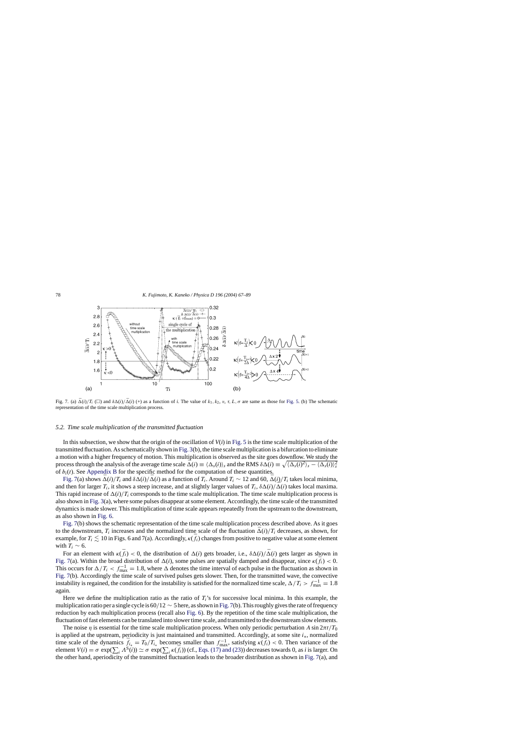Fig. 7. (a) $\bar{\Delta}(i)/T_i$ (□) and $\delta\Delta(i)/\bar{\Delta}(i)$ (+) as a function of $i$. The value of $k_1, k_2, v, \tau, L, \sigma$ are same as those for Fig. 5. (b) The schematic representation of the time scale multiplication process.

### 5.2. Time scale multiplication of the transmitted fluctuation

In this subsection, we show that the origin of the oscillation of $V(i)$ in Fig. 5 is the time scale multiplication of the transmitted fluctuation. As schematically shown in Fig. 3(b), the time scale multiplication is a bifurcation to eliminate a motion with a higher frequency of motion. This multiplication is observed as the site goes downflow. We study the process through the analysis of the average time scale $\bar{\Delta}(i) \equiv \langle \Delta_s(i) \rangle_s$ and the RMS $\delta\Delta(i) \equiv \sqrt{\langle \Delta_s(i)^2 \rangle_s - \langle \Delta_s(i) \rangle_s^2}$ of $b_i(t)$. See Appendix B for the specific method for the computation of these quantities.

Fig. 7(a) shows $\bar{\Delta}(i)/T_i$ and $\delta\Delta(i)/\bar{\Delta}(i)$ as a function of $T_i$. Around $T_i \sim 12$ and 60, $\bar{\Delta}(i)/T_i$ takes local minima, and then for larger $T_i$, it shows a steep increase, and at slightly larger values of $T_i$, $\delta\Delta(i)/\bar{\Delta}(i)$ takes local maxima. This rapid increase of $\bar{\Delta}(i)/T_i$ corresponds to the time scale multiplication. The time scale multiplication process is also shown in Fig. 3(a), where some pulses disappear at some element. Accordingly, the time scale of the transmitted dynamics is made slower. This multiplication of time scale appears repeatedly from the upstream to the downstream, as also shown in Fig. 6.

Fig. 7(b) shows the schematic representation of the time scale multiplication process described above. As it goes to the downstream, $T_i$ increases and the normalized time scale of the fluctuation $\bar{\Delta}(i)/T_i$ decreases, as shown, for example, for $T_i \lesssim 10$ in Figs. 6 and 7(a). Accordingly, $\kappa(\bar{f}_i)$ changes from positive to negative value at some element with $T_i \sim 6$.

For an element with $\kappa(\bar{f}_i) < 0$, the distribution of $\Delta(i)$ gets broader, i.e., $\delta\Delta(i)/\bar{\Delta}(i)$ gets larger as shown in Fig. 7(a). Within the broad distribution of $\Delta(i)$, some pulses are spatially damped and disappear, since $\kappa(\bar{f}_i) < 0$. This occurs for $\Delta/T_i < f_{\max}^{-1} = 1.8$, where $\Delta$ denotes the time interval of each pulse in the fluctuation as shown in Fig. 7(b). Accordingly the time scale of survived pulses gets slower. Then, for the transmitted wave, the convective instability is regained, the condition for the instability is satisfied for the normalized time scale, $\Delta/T_i > f_{\max}^{-1} = 1.8$ again.

Here we define the multiplication ratio as the ratio of $T_i$'s for successive local minima. In this example, the multiplication ratio per a single cycle is $60/12 \sim 5$ here, as shown in Fig. 7(b). This roughly gives the rate of frequency reduction by each multiplication process (recall also Fig. 6). By the repetition of the time scale multiplication, the fluctuation of fast elements can be translated into slower time scale, and transmitted to the downstream slow elements.

The noise $\eta$ is essential for the time scale multiplication process. When only periodic perturbation $A \sin 2\pi t/T_0$ is applied at the upstream, periodicity is just maintained and transmitted. Accordingly, at some site $i_*$, normalized time scale of the dynamics $\bar{f}_{i_*} = T_0/T_{i_*}$ becomes smaller than $f_{\max}^{-1}$, satisfying $\kappa(\bar{f}_i) < 0$. Then variance of the element $V(i) = \sigma \exp(\sum_i \Lambda^{\mathrm{S}}(i)) \simeq \sigma \exp(\sum_i \kappa(\bar{f}_i))$ (cf., Eqs. (17) and (23)) decreases towards 0, as $i$ is larger. On the other hand, aperiodicity of the transmitted fluctuation leads to the broader distribution as shown in Fig. 7(a), and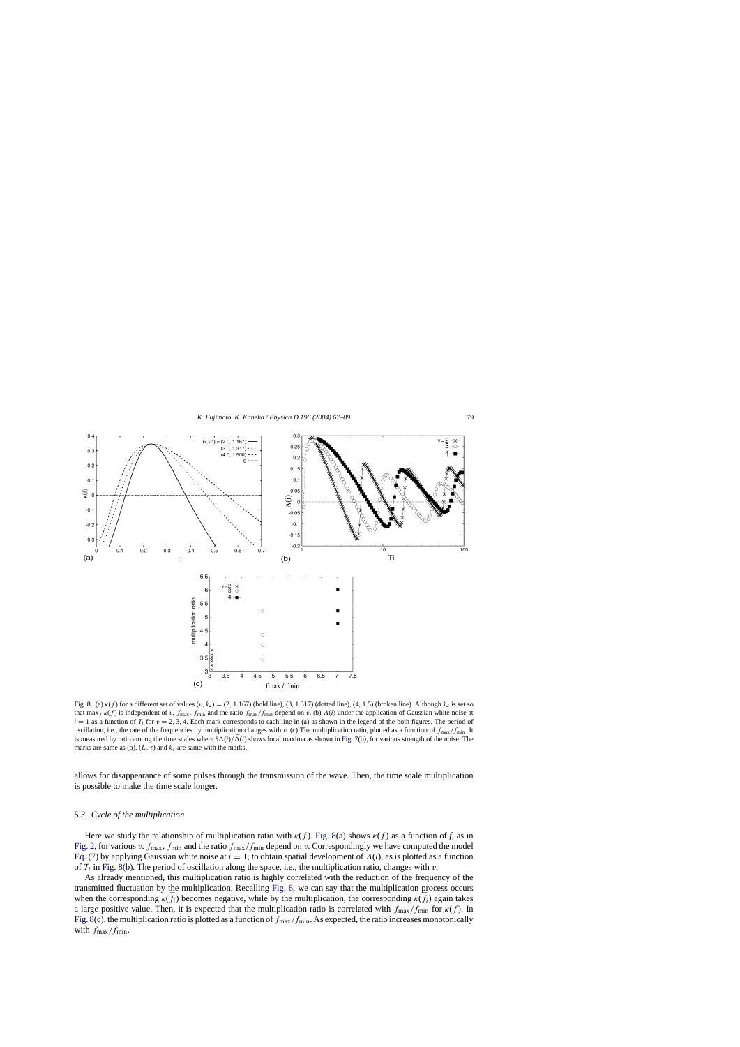Fig. 8. (a) $\kappa(f)$ for a different set of values $(v, k_2) = (2, 1.167)$ (bold line), (3, 1.317) (dotted line), (4, 1.5) (broken line). Although $k_2$ is set so that $\max_f \kappa(f)$ is independent of $v$, $f_{\max}$, $f_{\min}$ and the ratio $f_{\max}/f_{\min}$ depend on $v$. (b) $\Lambda(i)$ under the application of Gaussian white noise at $i = 1$ as a function of $T_i$ for $v = 2, 3, 4$. Each mark corresponds to each line in (a) as shown in the legend of the both figures. The period of oscillation, i.e., the rate of the frequencies by multiplication changes with $v$. (c) The multiplication ratio, plotted as a function of $f_{\max}/f_{\min}$. It is measured by ratio among the time scales where $\delta\Delta(i)/\bar{\Delta}(i)$ shows local maxima as shown in Fig. 7(b), for various strength of the noise. The marks are same as (b). $(L, \tau)$ and $k_1$ are same with the marks.

allows for disappearance of some pulses through the transmission of the wave. Then, the time scale multiplication is possible to make the time scale longer.

### 5.3. Cycle of the multiplication

Here we study the relationship of multiplication ratio with $\kappa(f)$. Fig. 8(a) shows $\kappa(f)$ as a function of $f$, as in Fig. 2, for various $v$. $f_{\max}$, $f_{\min}$ and the ratio $f_{\max}/f_{\min}$ depend on $v$. Correspondingly we have computed the model Eq. (7) by applying Gaussian white noise at $i = 1$, to obtain spatial development of $\Lambda(i)$, as is plotted as a function of $T_i$ in Fig. 8(b). The period of oscillation along the space, i.e., the multiplication ratio, changes with $v$.

As already mentioned, this multiplication ratio is highly correlated with the reduction of the frequency of the transmitted fluctuation by the multiplication. Recalling Fig. 6, we can say that the multiplication process occurs when the corresponding $\kappa(\bar{f}_i)$ becomes negative, while by the multiplication, the corresponding $\kappa(\bar{f}_i)$ again takes a large positive value. Then, it is expected that the multiplication ratio is correlated with $f_{\max}/f_{\min}$ for $\kappa(f)$. In Fig. 8(c), the multiplication ratio is plotted as a function of $f_{\max}/f_{\min}$. As expected, the ratio increases monotonically with $f_{\max}/f_{\min}$.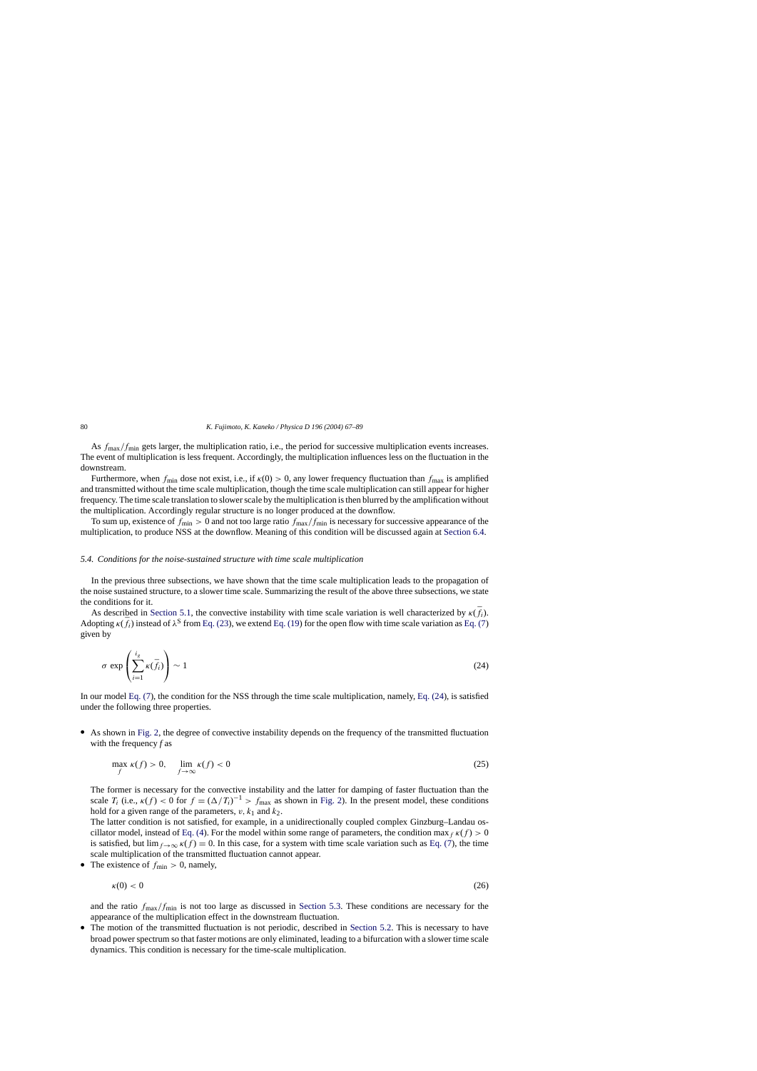As $f_{\max}/f_{\min}$ gets larger, the multiplication ratio, i.e., the period for successive multiplication events increases. The event of multiplication is less frequent. Accordingly, the multiplication influences less on the fluctuation in the downstream.

Furthermore, when $f_{\min}$ dose not exist, i.e., if $\kappa(0) > 0$, any lower frequency fluctuation than $f_{\max}$ is amplified and transmitted without the time scale multiplication, though the time scale multiplication can still appear for higher frequency. The time scale translation to slower scale by the multiplication is then blurred by the amplification without the multiplication. Accordingly regular structure is no longer produced at the downflow.

To sum up, existence of $f_{\min} > 0$ and not too large ratio $f_{\max}/f_{\min}$ is necessary for successive appearance of the multiplication, to produce NSS at the downflow. Meaning of this condition will be discussed again at Section 6.4.

### 5.4. Conditions for the noise-sustained structure with time scale multiplication

In the previous three subsections, we have shown that the time scale multiplication leads to the propagation of the noise sustained structure, to a slower time scale. Summarizing the result of the above three subsections, we state the conditions for it.

As described in Section 5.1, the convective instability with time scale variation is well characterized by $\kappa(\bar{f}_i)$. Adopting $\kappa(\bar{f}_i)$ instead of $\lambda^{\mathrm{S}}$ from Eq. (23), we extend Eq. (19) for the open flow with time scale variation as Eq. (7) given by

$$\sigma \, \exp\left(\sum_{i=1}^{i_g} \kappa(\bar{f}_i)\right) \sim 1 \tag{24}$$

In our model Eq. (7), the condition for the NSS through the time scale multiplication, namely, Eq. (24), is satisfied under the following three properties.

- As shown in Fig. 2, the degree of convective instability depends on the frequency of the transmitted fluctuation with the frequency $f$ as

  $$\max_f \kappa(f) > 0, \qquad \lim_{f\to\infty} \kappa(f) < 0 \tag{25}$$

  The former is necessary for the convective instability and the latter for damping of faster fluctuation than the scale $T_i$ (i.e., $\kappa(f) < 0$ for $f = (\Delta/T_i)^{-1} > f_{\max}$ as shown in Fig. 2). In the present model, these conditions hold for a given range of the parameters, $v$, $k_1$ and $k_2$.

  The latter condition is not satisfied, for example, in a unidirectionally coupled complex Ginzburg–Landau oscillator model, instead of Eq. (4). For the model within some range of parameters, the condition $\max_f \kappa(f) > 0$ is satisfied, but $\lim_{f\to\infty} \kappa(f) = 0$. In this case, for a system with time scale variation such as Eq. (7), the time scale multiplication of the transmitted fluctuation cannot appear.
- The existence of $f_{\min} > 0$, namely,

  $$\kappa(0) < 0 \tag{26}$$

  and the ratio $f_{\max}/f_{\min}$ is not too large as discussed in Section 5.3. These conditions are necessary for the appearance of the multiplication effect in the downstream fluctuation.
- The motion of the transmitted fluctuation is not periodic, described in Section 5.2. This is necessary to have broad power spectrum so that faster motions are only eliminated, leading to a bifurcation with a slower time scale dynamics. This condition is necessary for the time-scale multiplication.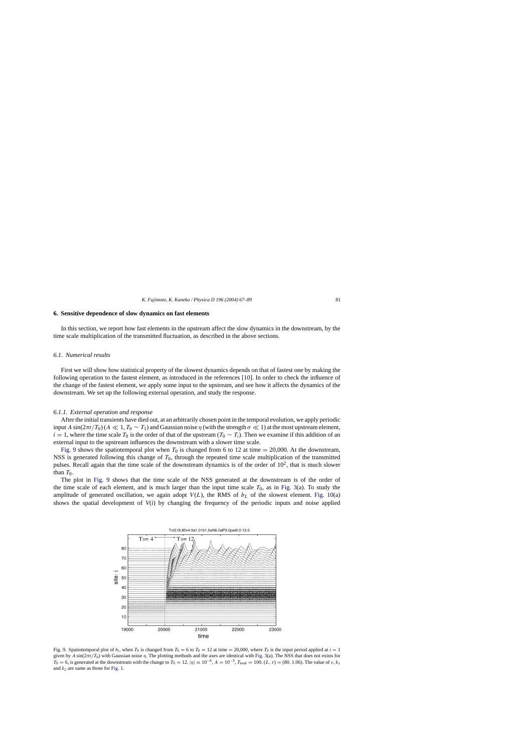## 6. Sensitive dependence of slow dynamics on fast elements

In this section, we report how fast elements in the upstream affect the slow dynamics in the downstream, by the time scale multiplication of the transmitted fluctuation, as described in the above sections.

### 6.1. Numerical results

First we will show how statistical property of the slowest dynamics depends on that of fastest one by making the following operation to the fastest element, as introduced in the references [10]. In order to check the influence of the change of the fastest element, we apply some input to the upstream, and see how it affects the dynamics of the downstream. We set up the following external operation, and study the response.

#### 6.1.1. External operation and response

After the initial transients have died out, at an arbitrarily chosen point in the temporal evolution, we apply periodic input $A\sin(2\pi t/T_0)$ ($A \ll 1$, $T_0 \sim T_1$) and Gaussian noise $\eta$ (with the strength $\sigma \ll 1$) at the most upstream element, $i = 1$, where the time scale $T_0$ is the order of that of the upstream ($T_0 \sim T_i$). Then we examine if this addition of an external input to the upstream influences the downstream with a slower time scale.

Fig. 9 shows the spatiotemporal plot when $T_0$ is changed from 6 to 12 at time = 20,000. At the downstream, NSS is generated following this change of $T_0$, through the repeated time scale multiplication of the transmitted pulses. Recall again that the time scale of the downstream dynamics is of the order of $10^2$, that is much slower than $T_0$.

The plot in Fig. 9 shows that the time scale of the NSS generated at the downstream is of the order of the time scale of each element, and is much larger than the input time scale $T_0$, as in Fig. 3(a). To study the amplitude of generated oscillation, we again adopt $V(L)$, the RMS of $b_L$ of the slowest element. Fig. 10(a) shows the spatial development of $V(i)$ by changing the frequency of the periodic inputs and noise applied

Fig. 9. Spatiotemporal plot of $b_i$, when $T_0$ is changed from $T_0 = 6$ to $T_0 = 12$ at time = 20,000, where $T_0$ is the input period applied at $i = 1$ given by $A\sin(2\pi t/T_0)$ with Gaussian noise $\eta$. The plotting methods and the axes are identical with Fig. 3(a). The NSS that does not exists for $T_0 = 6$, is generated at the downstream with the change to $T_0 = 12$. $|\eta| = 10^{-6}$, $A = 10^{-3}$, $T_{\text{total}} = 100$, $(L, \tau) = (80, 1.06)$. The value of $v$, $k_1$ and $k_2$ are same as those for Fig. 1.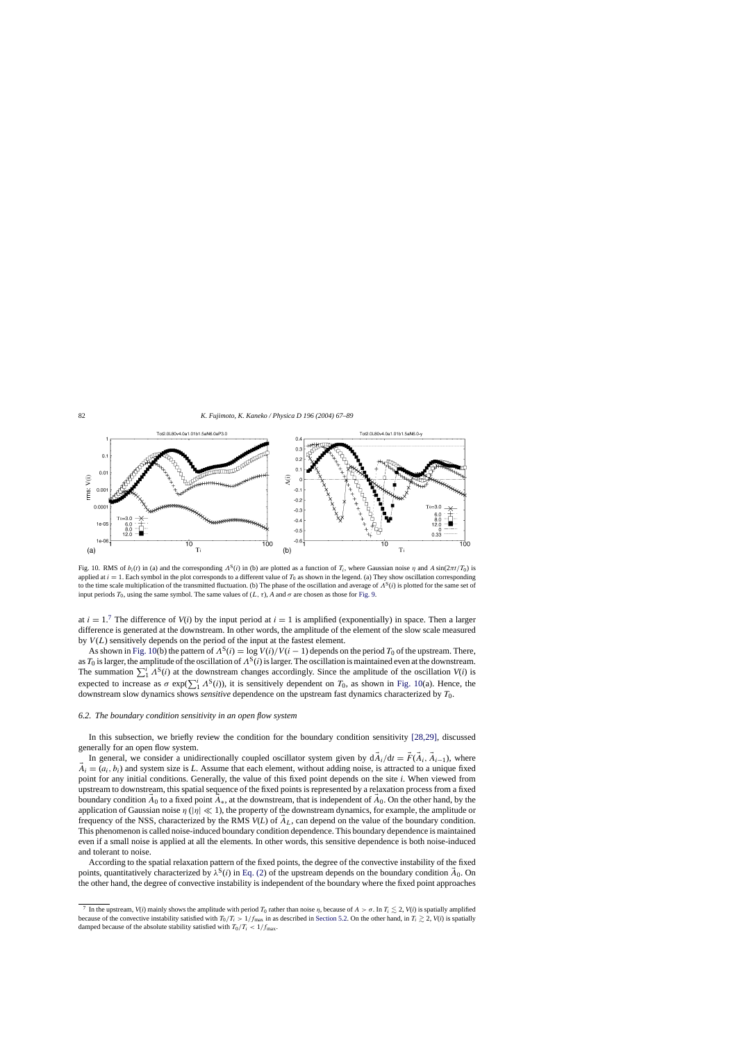Fig. 10. RMS of $b_i(t)$ in (a) and the corresponding $\Lambda^S(i)$ in (b) are plotted as a function of $T_i$, where Gaussian noise $\eta$ and $A\sin(2\pi t/T_0)$ is applied at $i = 1$. Each symbol in the plot corresponds to a different value of $T_0$ as shown in the legend. (a) They show oscillation corresponding to the time scale multiplication of the transmitted fluctuation. (b) The phase of the oscillation and average of $\Lambda^S(i)$ is plotted for the same set of input periods $T_0$, using the same symbol. The same values of $(L, \tau)$, $A$ and $\sigma$ are chosen as those for Fig. 9.

at $i = 1$.[7] The difference of $V(i)$ by the input period at $i = 1$ is amplified (exponentially) in space. Then a larger difference is generated at the downstream. In other words, the amplitude of the element of the slow scale measured by $V(L)$ sensitively depends on the period of the input at the fastest element.

As shown in Fig. 10(b) the pattern of $\Lambda^S(i) = \log V(i)/V(i-1)$ depends on the period $T_0$ of the upstream. There, as $T_0$ is larger, the amplitude of the oscillation of $\Lambda^S(i)$ is larger. The oscillation is maintained even at the downstream. The summation $\sum_1^i \Lambda^S(i)$ at the downstream changes accordingly. Since the amplitude of the oscillation $V(i)$ is expected to increase as $\sigma\,\exp(\sum_1^i \Lambda^S(i))$, it is sensitively dependent on $T_0$, as shown in Fig. 10(a). Hence, the downstream slow dynamics shows *sensitive* dependence on the upstream fast dynamics characterized by $T_0$.

### 6.2. The boundary condition sensitivity in an open flow system

In this subsection, we briefly review the condition for the boundary condition sensitivity [28,29], discussed generally for an open flow system.

In general, we consider a unidirectionally coupled oscillator system given by $d\vec{A}_i/dt = \vec{F}(\vec{A}_i, \vec{A}_{i-1})$, where $\vec{A}_i = (a_i, b_i)$ and system size is $L$. Assume that each element, without adding noise, is attracted to a unique fixed point for any initial conditions. Generally, the value of this fixed point depends on the site $i$. When viewed from upstream to downstream, this spatial sequence of the fixed points is represented by a relaxation process from a fixed boundary condition $\vec{A}_0$ to a fixed point $\vec{A}_*$, at the downstream, that is independent of $\vec{A}_0$. On the other hand, by the application of Gaussian noise $\eta$ ($|\eta| \ll 1$), the property of the downstream dynamics, for example, the amplitude or frequency of the NSS, characterized by the RMS $V(L)$ of $\vec{A}_L$, can depend on the value of the boundary condition. This phenomenon is called noise-induced boundary condition dependence. This boundary dependence is maintained even if a small noise is applied at all the elements. In other words, this sensitive dependence is both noise-induced and tolerant to noise.

According to the spatial relaxation pattern of the fixed points, the degree of the convective instability of the fixed points, quantitatively characterized by $\lambda^S(i)$ in Eq. (2) of the upstream depends on the boundary condition $\vec{A}_0$. On the other hand, the degree of convective instability is independent of the boundary where the fixed point approaches

[7] In the upstream, $V(i)$ mainly shows the amplitude with period $T_0$ rather than noise $\eta$, because of $A > \sigma$. In $T_i \lesssim 2$, $V(i)$ is spatially amplified because of the convective instability satisfied with $T_0/T_i > 1/f_{\max}$ in as described in Section 5.2. On the other hand, in $T_i \gtrsim 2$, $V(i)$ is spatially damped because of the absolute stability satisfied with $T_0/T_i < 1/f_{\max}$.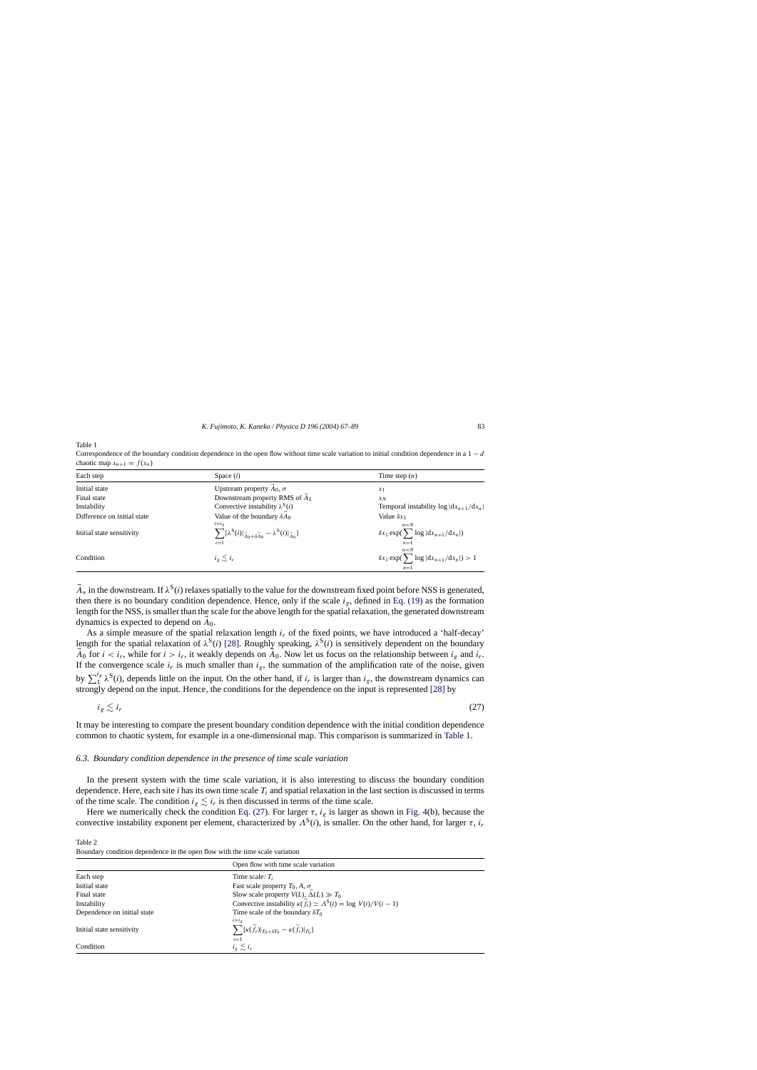Table 1

Correspondence of the boundary condition dependence in the open flow without time scale variation to initial condition dependence in a $1-d$ chaotic map $x_{n+1} = f(x_n)$

| Each step | Space ($i$) | Time step ($n$) |
|---|---|---|
| Initial state | Upstream property $\vec{A}_0$, $\sigma$ | $x_1$ |
| Final state | Downstream property RMS of $\vec{A}_L$ | $x_N$ |
| Instability | Convective instability $\lambda^{\mathrm{S}}(i)$ | Temporal instability $\log\lvert \mathrm{d}x_{n+1}/\mathrm{d}x_n \rvert$ |
| Difference on initial state | Value of the boundary $\delta\vec{A}_0$ | Value $\delta x_1$ |
| Initial state sensitivity | $\sum_{i=1}^{i=i_g}\{\lambda^{\mathrm{S}}(i)\vert_{\vec{A}_0+\delta\vec{A}_0} - \lambda^{\mathrm{S}}(i)\vert_{\vec{A}_0}\}$ | $\delta x_1 \exp(\sum_{n=1}^{n=N}\log\lvert \mathrm{d}x_{n+1}/\mathrm{d}x_n\rvert)$ |
| Condition | $i_g \lesssim i_r$ | $\delta x_1 \exp(\sum_{n=1}^{n=N}\log\lvert \mathrm{d}x_{n+1}/\mathrm{d}x_n\rvert) > 1$ |

$\vec{A}_*$ in the downstream. If $\lambda^{\mathrm{S}}(i)$ relaxes spatially to the value for the downstream fixed point before NSS is generated, then there is no boundary condition dependence. Hence, only if the scale $i_g$, defined in Eq. (19) as the formation length for the NSS, is smaller than the scale for the above length for the spatial relaxation, the generated downstream dynamics is expected to depend on $\vec{A}_0$.

As a simple measure of the spatial relaxation length $i_r$ of the fixed points, we have introduced a 'half-decay' length for the spatial relaxation of $\lambda^{\mathrm{S}}(i)$ [28]. Roughly speaking, $\lambda^{\mathrm{S}}(i)$ is sensitively dependent on the boundary $\vec{A}_0$ for $i < i_r$, while for $i > i_r$, it weakly depends on $\vec{A}_0$. Now let us focus on the relationship between $i_g$ and $i_r$. If the convergence scale $i_r$ is much smaller than $i_g$, the summation of the amplification rate of the noise, given by $\sum_1^{i_g}\lambda^{\mathrm{S}}(i)$, depends little on the input. On the other hand, if $i_r$ is larger than $i_g$, the downstream dynamics can strongly depend on the input. Hence, the conditions for the dependence on the input is represented [28] by

$$i_g \lesssim i_r \tag{27}$$

It may be interesting to compare the present boundary condition dependence with the initial condition dependence common to chaotic system, for example in a one-dimensional map. This comparison is summarized in Table 1.

### 6.3. Boundary condition dependence in the presence of time scale variation

In the present system with the time scale variation, it is also interesting to discuss the boundary condition dependence. Here, each site $i$ has its own time scale $T_i$ and spatial relaxation in the last section is discussed in terms of the time scale. The condition $i_g \lesssim i_r$ is then discussed in terms of the time scale.

Here we numerically check the condition Eq. (27). For larger $\tau$, $i_g$ is larger as shown in Fig. 4(b), because the convective instability exponent per element, characterized by $\Lambda^{\mathrm{S}}(i)$, is smaller. On the other hand, for larger $\tau$, $i_r$

Table 2

Boundary condition dependence in the open flow with the time scale variation

| | Open flow with time scale variation |
|---|---|
| Each step | Time scale: $T_i$ |
| Initial state | Fast scale property $T_0$, $A$, $\sigma$ |
| Final state | Slow scale property $V(L)$, $\bar{\Delta}(L) \gg T_0$ |
| Instability | Convective instability $\kappa(\bar{f}_i) \simeq \Lambda^{\mathrm{S}}(i) = \log V(i)/V(i-1)$ |
| Dependence on initial state | Time scale of the boundary $\delta T_0$ |
| Initial state sensitivity | $\sum_{i=1}^{i=i_g}\{\kappa(\bar{f}_i)\vert_{T_0+\delta T_0} - \kappa(\bar{f}_i)\vert_{T_0}\}$ |
| Condition | $i_g \lesssim i_r$ |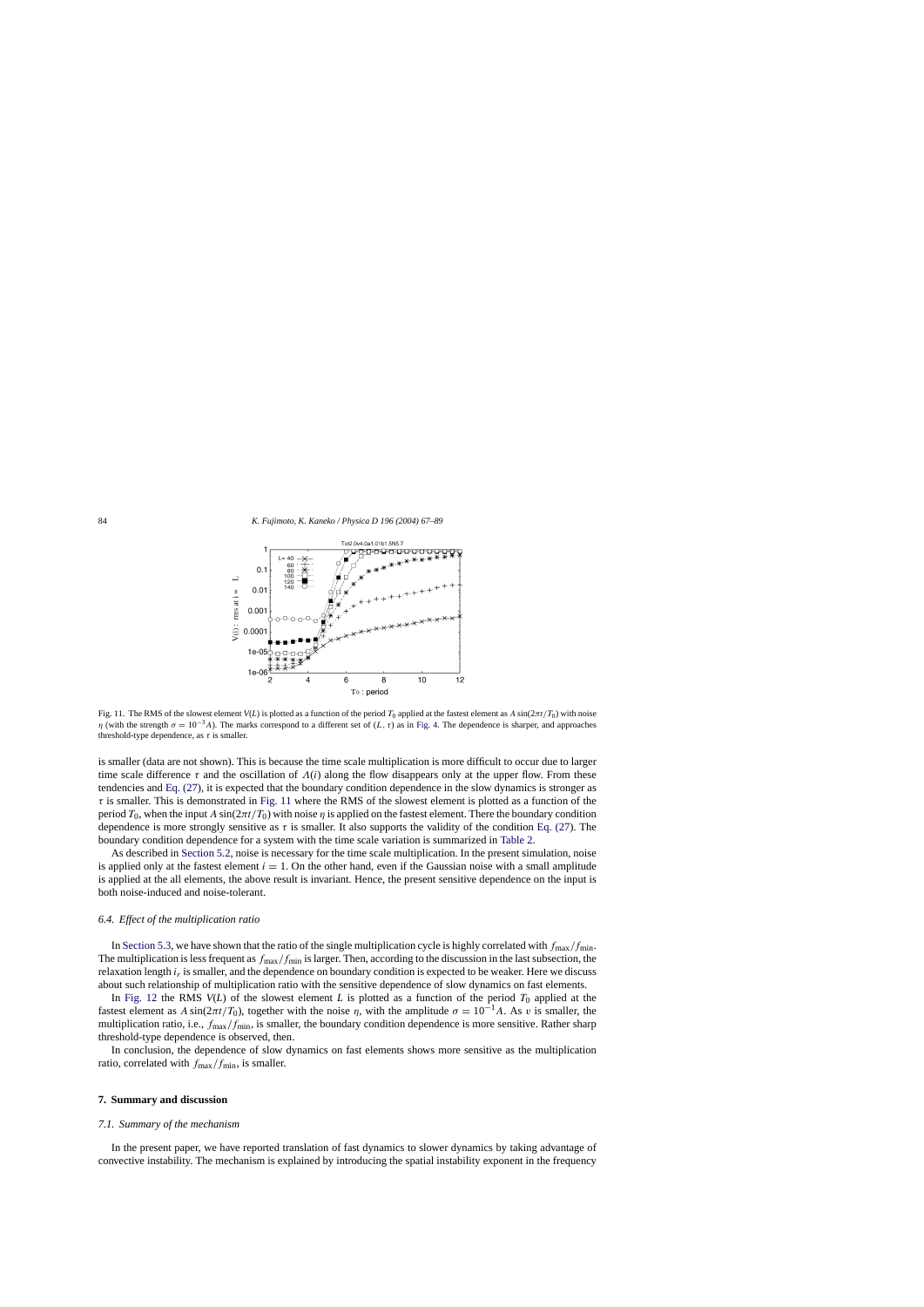Fig. 11. The RMS of the slowest element $V(L)$ is plotted as a function of the period $T_0$ applied at the fastest element as $A\sin(2\pi t/T_0)$ with noise $\eta$ (with the strength $\sigma = 10^{-3}A$). The marks correspond to a different set of $(L, \tau)$ as in Fig. 4. The dependence is sharper, and approaches threshold-type dependence, as $\tau$ is smaller.

is smaller (data are not shown). This is because the time scale multiplication is more difficult to occur due to larger time scale difference $\tau$ and the oscillation of $\Lambda(i)$ along the flow disappears only at the upper flow. From these tendencies and Eq. (27), it is expected that the boundary condition dependence in the slow dynamics is stronger as $\tau$ is smaller. This is demonstrated in Fig. 11 where the RMS of the slowest element is plotted as a function of the period $T_0$, when the input $A\sin(2\pi t/T_0)$ with noise $\eta$ is applied on the fastest element. There the boundary condition dependence is more strongly sensitive as $\tau$ is smaller. It also supports the validity of the condition Eq. (27). The boundary condition dependence for a system with the time scale variation is summarized in Table 2.

As described in Section 5.2, noise is necessary for the time scale multiplication. In the present simulation, noise is applied only at the fastest element $i = 1$. On the other hand, even if the Gaussian noise with a small amplitude is applied at the all elements, the above result is invariant. Hence, the present sensitive dependence on the input is both noise-induced and noise-tolerant.

### 6.4. Effect of the multiplication ratio

In Section 5.3, we have shown that the ratio of the single multiplication cycle is highly correlated with $f_{\max}/f_{\min}$. The multiplication is less frequent as $f_{\max}/f_{\min}$ is larger. Then, according to the discussion in the last subsection, the relaxation length $i_r$ is smaller, and the dependence on boundary condition is expected to be weaker. Here we discuss about such relationship of multiplication ratio with the sensitive dependence of slow dynamics on fast elements.

In Fig. 12 the RMS $V(L)$ of the slowest element $L$ is plotted as a function of the period $T_0$ applied at the fastest element as $A\sin(2\pi t/T_0)$, together with the noise $\eta$, with the amplitude $\sigma = 10^{-1}A$. As $v$ is smaller, the multiplication ratio, i.e., $f_{\max}/f_{\min}$, is smaller, the boundary condition dependence is more sensitive. Rather sharp threshold-type dependence is observed, then.

In conclusion, the dependence of slow dynamics on fast elements shows more sensitive as the multiplication ratio, correlated with $f_{\max}/f_{\min}$, is smaller.

## 7. Summary and discussion

### 7.1. Summary of the mechanism

In the present paper, we have reported translation of fast dynamics to slower dynamics by taking advantage of convective instability. The mechanism is explained by introducing the spatial instability exponent in the frequency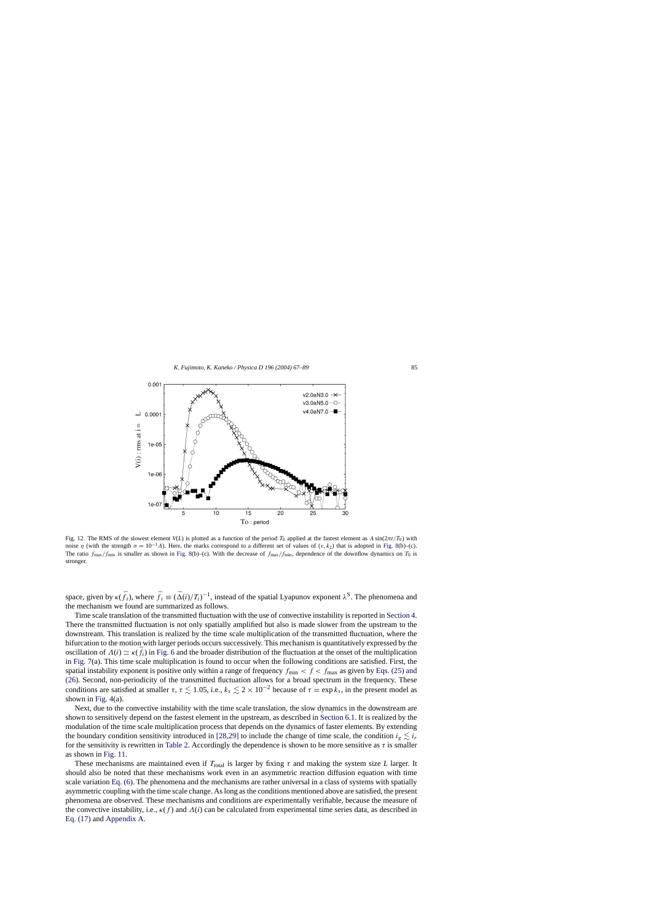Fig. 12. The RMS of the slowest element $V(L)$ is plotted as a function of the period $T_0$ applied at the fastest element as $A\sin(2\pi t/T_0)$ with noise $\eta$ (with the strength $\sigma = 10^{-1}A$). Here, the marks correspond to a different set of values of $(v, k_2)$ that is adopted in Fig. 8(b)–(c). The ratio $f_{max}/f_{min}$ is smaller as shown in Fig. 8(b)–(c). With the decrease of $f_{max}/f_{min}$, dependence of the downflow dynamics on $T_0$ is stronger.

space, given by $\kappa(\bar{f}_i)$, where $\bar{f}_i \equiv (\bar{\Delta}(i)/T_i)^{-1}$, instead of the spatial Lyapunov exponent $\lambda^S$. The phenomena and the mechanism we found are summarized as follows.

Time scale translation of the transmitted fluctuation with the use of convective instability is reported in Section 4. There the transmitted fluctuation is not only spatially amplified but also is made slower from the upstream to the downstream. This translation is realized by the time scale multiplication of the transmitted fluctuation, where the bifurcation to the motion with larger periods occurs successively. This mechanism is quantitatively expressed by the oscillation of $\Lambda(i) \simeq \kappa(\bar{f}_i)$ in Fig. 6 and the broader distribution of the fluctuation at the onset of the multiplication in Fig. 7(a). This time scale multiplication is found to occur when the following conditions are satisfied. First, the spatial instability exponent is positive only within a range of frequency $f_{min} < f < f_{max}$ as given by Eqs. (25) and (26). Second, non-periodicity of the transmitted fluctuation allows for a broad spectrum in the frequency. These conditions are satisfied at smaller $\tau$, $\tau \lesssim 1.05$, i.e., $k_x \lesssim 2 \times 10^{-2}$ because of $\tau = \exp k_x$, in the present model as shown in Fig. 4(a).

Next, due to the convective instability with the time scale translation, the slow dynamics in the downstream are shown to sensitively depend on the fastest element in the upstream, as described in Section 6.1. It is realized by the modulation of the time scale multiplication process that depends on the dynamics of faster elements. By extending the boundary condition sensitivity introduced in [28,29] to include the change of time scale, the condition $i_g \lesssim i_r$ for the sensitivity is rewritten in Table 2. Accordingly the dependence is shown to be more sensitive as $\tau$ is smaller as shown in Fig. 11.

These mechanisms are maintained even if $T_{total}$ is larger by fixing $\tau$ and making the system size $L$ larger. It should also be noted that these mechanisms work even in an asymmetric reaction diffusion equation with time scale variation Eq. (6). The phenomena and the mechanisms are rather universal in a class of systems with spatially asymmetric coupling with the time scale change. As long as the conditions mentioned above are satisfied, the present phenomena are observed. These mechanisms and conditions are experimentally verifiable, because the measure of the convective instability, i.e., $\kappa(f)$ and $\Lambda(i)$ can be calculated from experimental time series data, as described in Eq. (17) and Appendix A.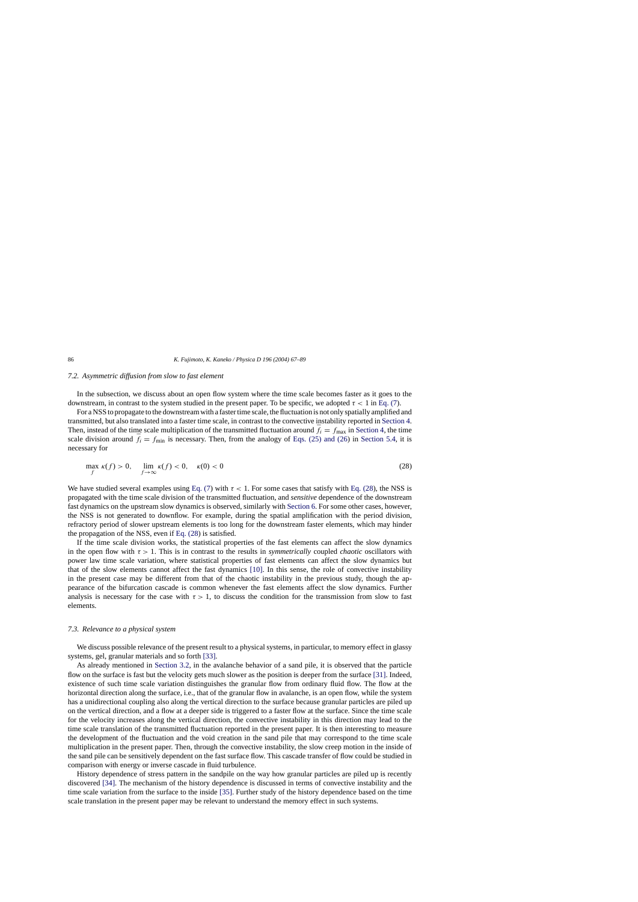### 7.2. Asymmetric diffusion from slow to fast element

In the subsection, we discuss about an open flow system where the time scale becomes faster as it goes to the downstream, in contrast to the system studied in the present paper. To be specific, we adopted $\tau < 1$ in Eq. (7).

For a NSS to propagate to the downstream with a faster time scale, the fluctuation is not only spatially amplified and transmitted, but also translated into a faster time scale, in contrast to the convective instability reported in Section 4. Then, instead of the time scale multiplication of the transmitted fluctuation around $\bar{f}_i = f_{\max}$ in Section 4, the time scale division around $\bar{f}_i = f_{\min}$ is necessary. Then, from the analogy of Eqs. (25) and (26) in Section 5.4, it is necessary for

$$\max_{f} \kappa(f) > 0, \quad \lim_{f\to\infty} \kappa(f) < 0, \quad \kappa(0) < 0 \tag{28}$$

We have studied several examples using Eq. (7) with $\tau < 1$. For some cases that satisfy with Eq. (28), the NSS is propagated with the time scale division of the transmitted fluctuation, and *sensitive* dependence of the downstream fast dynamics on the upstream slow dynamics is observed, similarly with Section 6. For some other cases, however, the NSS is not generated to downflow. For example, during the spatial amplification with the period division, refractory period of slower upstream elements is too long for the downstream faster elements, which may hinder the propagation of the NSS, even if Eq. (28) is satisfied.

If the time scale division works, the statistical properties of the fast elements can affect the slow dynamics in the open flow with $\tau > 1$. This is in contrast to the results in *symmetrically* coupled *chaotic* oscillators with power law time scale variation, where statistical properties of fast elements can affect the slow dynamics but that of the slow elements cannot affect the fast dynamics [10]. In this sense, the role of convective instability in the present case may be different from that of the chaotic instability in the previous study, though the appearance of the bifurcation cascade is common whenever the fast elements affect the slow dynamics. Further analysis is necessary for the case with $\tau > 1$, to discuss the condition for the transmission from slow to fast elements.

### 7.3. Relevance to a physical system

We discuss possible relevance of the present result to a physical systems, in particular, to memory effect in glassy systems, gel, granular materials and so forth [33].

As already mentioned in Section 3.2, in the avalanche behavior of a sand pile, it is observed that the particle flow on the surface is fast but the velocity gets much slower as the position is deeper from the surface [31]. Indeed, existence of such time scale variation distinguishes the granular flow from ordinary fluid flow. The flow at the horizontal direction along the surface, i.e., that of the granular flow in avalanche, is an open flow, while the system has a unidirectional coupling also along the vertical direction to the surface because granular particles are piled up on the vertical direction, and a flow at a deeper side is triggered to a faster flow at the surface. Since the time scale for the velocity increases along the vertical direction, the convective instability in this direction may lead to the time scale translation of the transmitted fluctuation reported in the present paper. It is then interesting to measure the development of the fluctuation and the void creation in the sand pile that may correspond to the time scale multiplication in the present paper. Then, through the convective instability, the slow creep motion in the inside of the sand pile can be sensitively dependent on the fast surface flow. This cascade transfer of flow could be studied in comparison with energy or inverse cascade in fluid turbulence.

History dependence of stress pattern in the sandpile on the way how granular particles are piled up is recently discovered [34]. The mechanism of the history dependence is discussed in terms of convective instability and the time scale variation from the surface to the inside [35]. Further study of the history dependence based on the time scale translation in the present paper may be relevant to understand the memory effect in such systems.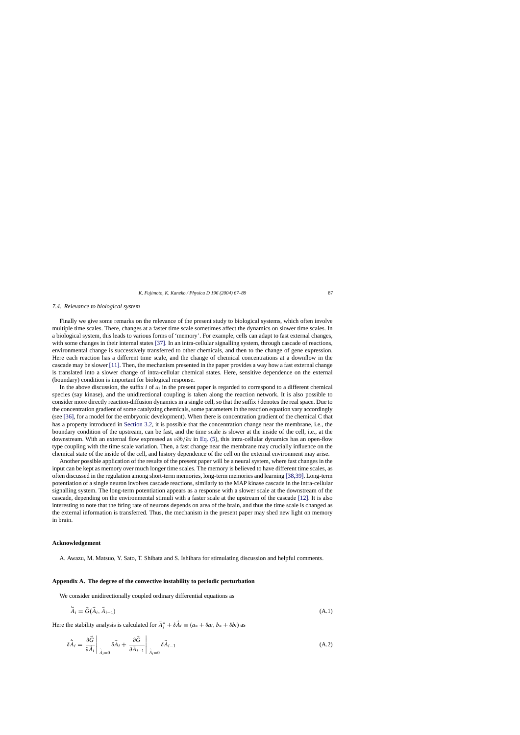### 7.4. Relevance to biological system

Finally we give some remarks on the relevance of the present study to biological systems, which often involve multiple time scales. There, changes at a faster time scale sometimes affect the dynamics on slower time scales. In a biological system, this leads to various forms of 'memory'. For example, cells can adapt to fast external changes, with some changes in their internal states [37]. In an intra-cellular signalling system, through cascade of reactions, environmental change is successively transferred to other chemicals, and then to the change of gene expression. Here each reaction has a different time scale, and the change of chemical concentrations at a downflow in the cascade may be slower [11]. Then, the mechanism presented in the paper provides a way how a fast external change is translated into a slower change of intra-cellular chemical states. Here, sensitive dependence on the external (boundary) condition is important for biological response.

In the above discussion, the suffix $i$ of $a_i$ in the present paper is regarded to correspond to a different chemical species (say kinase), and the unidirectional coupling is taken along the reaction network. It is also possible to consider more directly reaction-diffusion dynamics in a single cell, so that the suffix $i$ denotes the real space. Due to the concentration gradient of some catalyzing chemicals, some parameters in the reaction equation vary accordingly (see [36], for a model for the embryonic development). When there is concentration gradient of the chemical C that has a property introduced in Section 3.2, it is possible that the concentration change near the membrane, i.e., the boundary condition of the upstream, can be fast, and the time scale is slower at the inside of the cell, i.e., at the downstream. With an external flow expressed as $v\partial b/\partial x$ in Eq. (5), this intra-cellular dynamics has an open-flow type coupling with the time scale variation. Then, a fast change near the membrane may crucially influence on the chemical state of the inside of the cell, and history dependence of the cell on the external environment may arise.

Another possible application of the results of the present paper will be a neural system, where fast changes in the input can be kept as memory over much longer time scales. The memory is believed to have different time scales, as often discussed in the regulation among short-term memories, long-term memories and learning [38,39]. Long-term potentiation of a single neuron involves cascade reactions, similarly to the MAP kinase cascade in the intra-cellular signalling system. The long-term potentiation appears as a response with a slower scale at the downstream of the cascade, depending on the environmental stimuli with a faster scale at the upstream of the cascade [12]. It is also interesting to note that the firing rate of neurons depends on area of the brain, and thus the time scale is changed as the external information is transferred. Thus, the mechanism in the present paper may shed new light on memory in brain.

## Acknowledgement

A. Awazu, M. Matsuo, Y. Sato, T. Shibata and S. Ishihara for stimulating discussion and helpful comments.

## Appendix A. The degree of the convective instability to periodic perturbation

We consider unidirectionally coupled ordinary differential equations as

$$\dot{\vec{A}}_i = \vec{G}(\vec{A}_i, \vec{A}_{i-1}) \tag{A.1}$$

Here the stability analysis is calculated for $\vec{A}_i^* + \delta\vec{A}_i \equiv (a_* + \delta a_i, b_* + \delta b_i)$ as

$$\delta\dot{\vec{A}}_i = \left.\frac{\partial \vec{G}}{\partial \vec{A}_i}\right|_{\dot{\vec{A}}_i=0} \delta\vec{A}_i + \left.\frac{\partial \vec{G}}{\partial \vec{A}_{i-1}}\right|_{\dot{\vec{A}}_i=0} \delta\vec{A}_{i-1} \tag{A.2}$$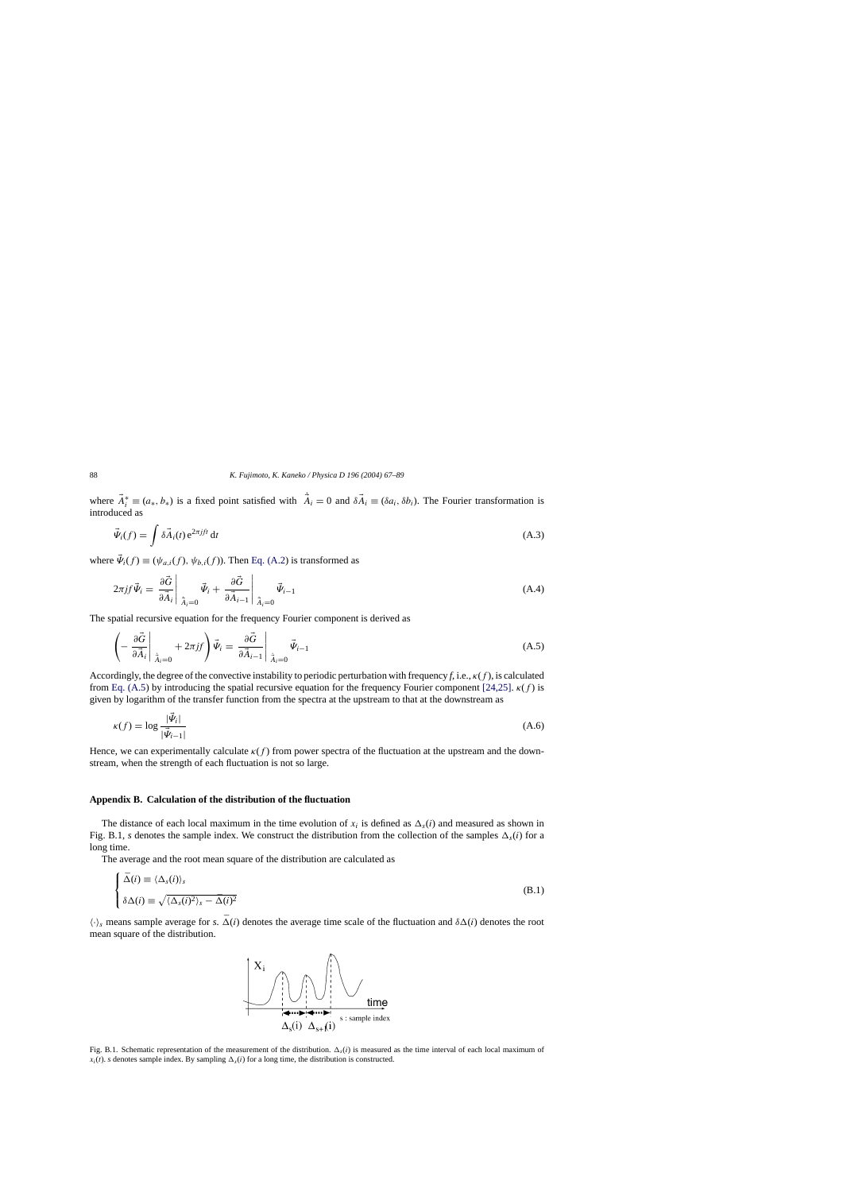where $\vec{A}_i^* \equiv (a_*, b_*)$ is a fixed point satisfied with $\dot{\hat{A}}_i = 0$ and $\delta\vec{A}_i \equiv (\delta a_i, \delta b_i)$. The Fourier transformation is introduced as

$$\vec{\Psi}_i(f) = \int \delta\vec{A}_i(t)\, e^{2\pi jft}\, dt \tag{A.3}$$

where $\vec{\Psi}_i(f) \equiv (\psi_{a,i}(f), \psi_{b,i}(f))$. Then Eq. (A.2) is transformed as

$$2\pi jf\vec{\Psi}_i = \left.\frac{\partial \vec{G}}{\partial \vec{A}_i}\right|_{\dot{\hat{A}}_i=0} \vec{\Psi}_i + \left.\frac{\partial \vec{G}}{\partial \vec{A}_{i-1}}\right|_{\dot{\hat{A}}_i=0} \vec{\Psi}_{i-1} \tag{A.4}$$

The spatial recursive equation for the frequency Fourier component is derived as

$$\left(-\left.\frac{\partial \vec{G}}{\partial \vec{A}_i}\right|_{\dot{\hat{A}}_i=0} + 2\pi jf\right)\vec{\Psi}_i = \left.\frac{\partial \vec{G}}{\partial \vec{A}_{i-1}}\right|_{\dot{\hat{A}}_i=0} \vec{\Psi}_{i-1} \tag{A.5}$$

Accordingly, the degree of the convective instability to periodic perturbation with frequency $f$, i.e., $\kappa(f)$, is calculated from Eq. (A.5) by introducing the spatial recursive equation for the frequency Fourier component [24,25]. $\kappa(f)$ is given by logarithm of the transfer function from the spectra at the upstream to that at the downstream as

$$\kappa(f) = \log \frac{|\vec{\Psi}_i|}{|\vec{\Psi}_{i-1}|} \tag{A.6}$$

Hence, we can experimentally calculate $\kappa(f)$ from power spectra of the fluctuation at the upstream and the downstream, when the strength of each fluctuation is not so large.

## Appendix B. Calculation of the distribution of the fluctuation

The distance of each local maximum in the time evolution of $x_i$ is defined as $\Delta_s(i)$ and measured as shown in Fig. B.1, $s$ denotes the sample index. We construct the distribution from the collection of the samples $\Delta_s(i)$ for a long time.

The average and the root mean square of the distribution are calculated as

$$\begin{cases} \bar{\Delta}(i) \equiv \langle \Delta_s(i) \rangle_s \\ \delta\Delta(i) \equiv \sqrt{\langle \Delta_s(i)^2 \rangle_s - \bar{\Delta}(i)^2} \end{cases} \tag{B.1}$$

$\langle \cdot \rangle_s$ means sample average for $s$. $\bar{\Delta}(i)$ denotes the average time scale of the fluctuation and $\delta\Delta(i)$ denotes the root mean square of the distribution.

Fig. B.1. Schematic representation of the measurement of the distribution. $\Delta_s(i)$ is measured as the time interval of each local maximum of $x_i(t)$. s denotes sample index. By sampling $\Delta_s(i)$ for a long time, the distribution is constructed.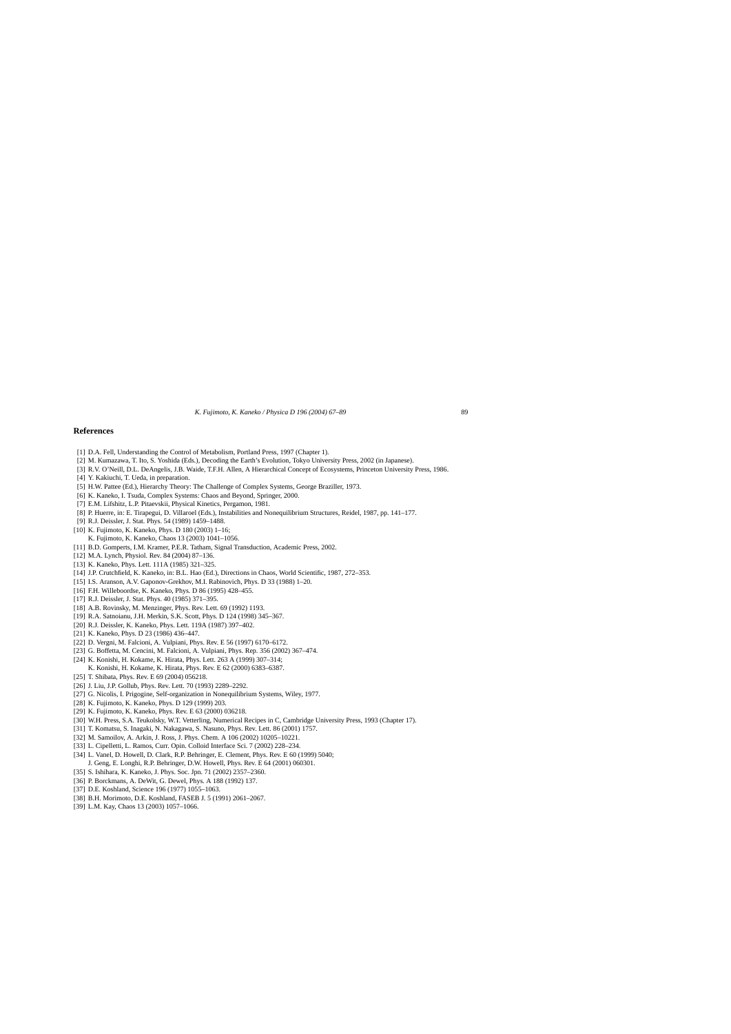## References

[1] D.A. Fell, Understanding the Control of Metabolism, Portland Press, 1997 (Chapter 1).
[2] M. Kumazawa, T. Ito, S. Yoshida (Eds.), Decoding the Earth's Evolution, Tokyo University Press, 2002 (in Japanese).
[3] R.V. O'Neill, D.L. DeAngelis, J.B. Waide, T.F.H. Allen, A Hierarchical Concept of Ecosystems, Princeton University Press, 1986.
[4] Y. Kakiuchi, T. Ueda, in preparation.
[5] H.W. Pattee (Ed.), Hierarchy Theory: The Challenge of Complex Systems, George Braziller, 1973.
[6] K. Kaneko, I. Tsuda, Complex Systems: Chaos and Beyond, Springer, 2000.
[7] E.M. Lifshitz, L.P. Pitaevskii, Physical Kinetics, Pergamon, 1981.
[8] P. Huerre, in: E. Tirapegui, D. Villaroel (Eds.), Instabilities and Nonequilibrium Structures, Reidel, 1987, pp. 141–177.
[9] R.J. Deissler, J. Stat. Phys. 54 (1989) 1459–1488.
[10] K. Fujimoto, K. Kaneko, Phys. D 180 (2003) 1–16;
K. Fujimoto, K. Kaneko, Chaos 13 (2003) 1041–1056.
[11] B.D. Gomperts, I.M. Kramer, P.E.R. Tatham, Signal Transduction, Academic Press, 2002.
[12] M.A. Lynch, Physiol. Rev. 84 (2004) 87–136.
[13] K. Kaneko, Phys. Lett. 111A (1985) 321–325.
[14] J.P. Crutchfield, K. Kaneko, in: B.L. Hao (Ed.), Directions in Chaos, World Scientific, 1987, 272–353.
[15] I.S. Aranson, A.V. Gaponov-Grekhov, M.I. Rabinovich, Phys. D 33 (1988) 1–20.
[16] F.H. Willeboordse, K. Kaneko, Phys. D 86 (1995) 428–455.
[17] R.J. Deissler, J. Stat. Phys. 40 (1985) 371–395.
[18] A.B. Rovinsky, M. Menzinger, Phys. Rev. Lett. 69 (1992) 1193.
[19] R.A. Satnoianu, J.H. Merkin, S.K. Scott, Phys. D 124 (1998) 345–367.
[20] R.J. Deissler, K. Kaneko, Phys. Lett. 119A (1987) 397–402.
[21] K. Kaneko, Phys. D 23 (1986) 436–447.
[22] D. Vergni, M. Falcioni, A. Vulpiani, Phys. Rev. E 56 (1997) 6170–6172.
[23] G. Boffetta, M. Cencini, M. Falcioni, A. Vulpiani, Phys. Rep. 356 (2002) 367–474.
[24] K. Konishi, H. Kokame, K. Hirata, Phys. Lett. 263 A (1999) 307–314;
K. Konishi, H. Kokame, K. Hirata, Phys. Rev. E 62 (2000) 6383–6387.
[25] T. Shibata, Phys. Rev. E 69 (2004) 056218.
[26] J. Liu, J.P. Gollub, Phys. Rev. Lett. 70 (1993) 2289–2292.
[27] G. Nicolis, I. Prigogine, Self-organization in Nonequilibrium Systems, Wiley, 1977.
[28] K. Fujimoto, K. Kaneko, Phys. D 129 (1999) 203.
[29] K. Fujimoto, K. Kaneko, Phys. Rev. E 63 (2000) 036218.
[30] W.H. Press, S.A. Teukolsky, W.T. Vetterling, Numerical Recipes in C, Cambridge University Press, 1993 (Chapter 17).
[31] T. Komatsu, S. Inagaki, N. Nakagawa, S. Nasuno, Phys. Rev. Lett. 86 (2001) 1757.
[32] M. Samoilov, A. Arkin, J. Ross, J. Phys. Chem. A 106 (2002) 10205–10221.
[33] L. Cipelletti, L. Ramos, Curr. Opin. Colloid Interface Sci. 7 (2002) 228–234.
[34] L. Vanel, D. Howell, D. Clark, R.P. Behringer, E. Clement, Phys. Rev. E 60 (1999) 5040;
J. Geng, E. Longhi, R.P. Behringer, D.W. Howell, Phys. Rev. E 64 (2001) 060301.
[35] S. Ishihara, K. Kaneko, J. Phys. Soc. Jpn. 71 (2002) 2357–2360.
[36] P. Borckmans, A. DeWit, G. Dewel, Phys. A 188 (1992) 137.
[37] D.E. Koshland, Science 196 (1977) 1055–1063.
[38] B.H. Morimoto, D.E. Koshland, FASEB J. 5 (1991) 2061–2067.
[39] L.M. Kay, Chaos 13 (2003) 1057–1066.